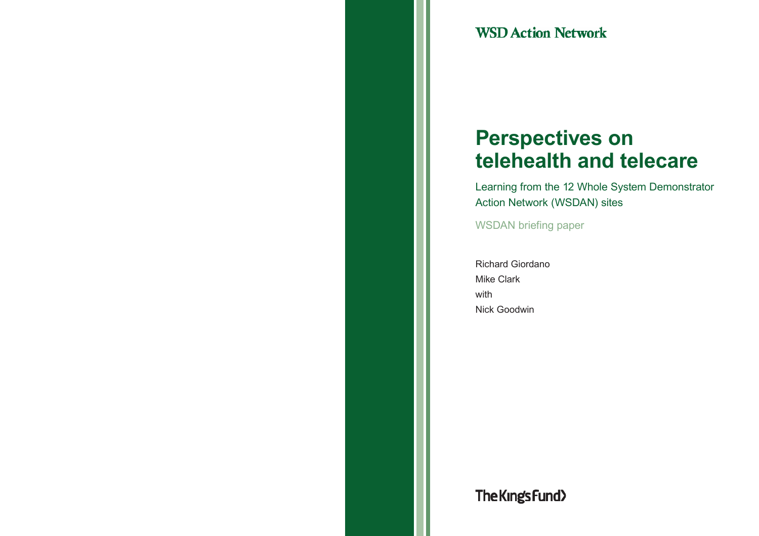WSD Action Network

# Perspectives on telehealth and telecare

## Learning from the 12 Whole System Demonstrator Action Network (WSDAN) sites

WSDAN briefing paper

Richard Giordano
Mike Clark
with
Nick Goodwin

The King's Fund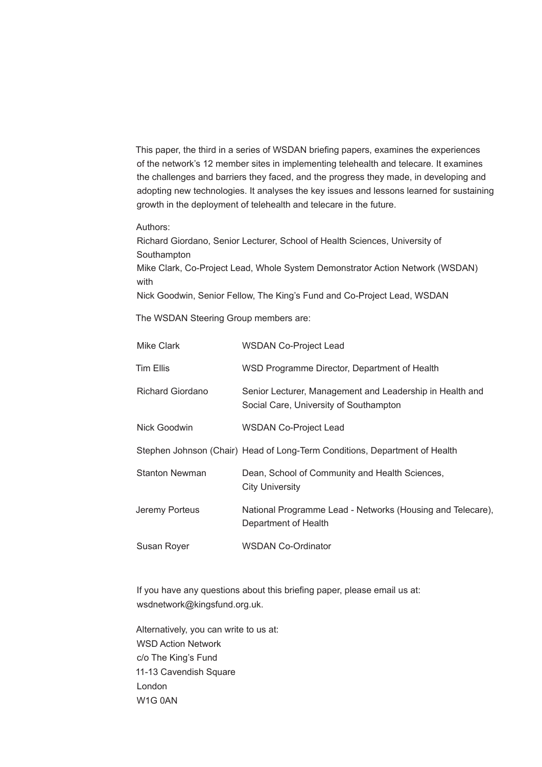This paper, the third in a series of WSDAN briefing papers, examines the experiences of the network's 12 member sites in implementing telehealth and telecare. It examines the challenges and barriers they faced, and the progress they made, in developing and adopting new technologies. It analyses the key issues and lessons learned for sustaining growth in the deployment of telehealth and telecare in the future.

Authors:
Richard Giordano, Senior Lecturer, School of Health Sciences, University of Southampton
Mike Clark, Co-Project Lead, Whole System Demonstrator Action Network (WSDAN)
with
Nick Goodwin, Senior Fellow, The King's Fund and Co-Project Lead, WSDAN

The WSDAN Steering Group members are:

| | |
|---|---|
| Mike Clark | WSDAN Co-Project Lead |
| Tim Ellis | WSD Programme Director, Department of Health |
| Richard Giordano | Senior Lecturer, Management and Leadership in Health and Social Care, University of Southampton |
| Nick Goodwin | WSDAN Co-Project Lead |
| Stephen Johnson (Chair) | Head of Long-Term Conditions, Department of Health |
| Stanton Newman | Dean, School of Community and Health Sciences, City University |
| Jeremy Porteus | National Programme Lead - Networks (Housing and Telecare), Department of Health |
| Susan Royer | WSDAN Co-Ordinator |

If you have any questions about this briefing paper, please email us at: wsdnetwork@kingsfund.org.uk.

Alternatively, you can write to us at:
WSD Action Network
c/o The King's Fund
11-13 Cavendish Square
London
W1G 0AN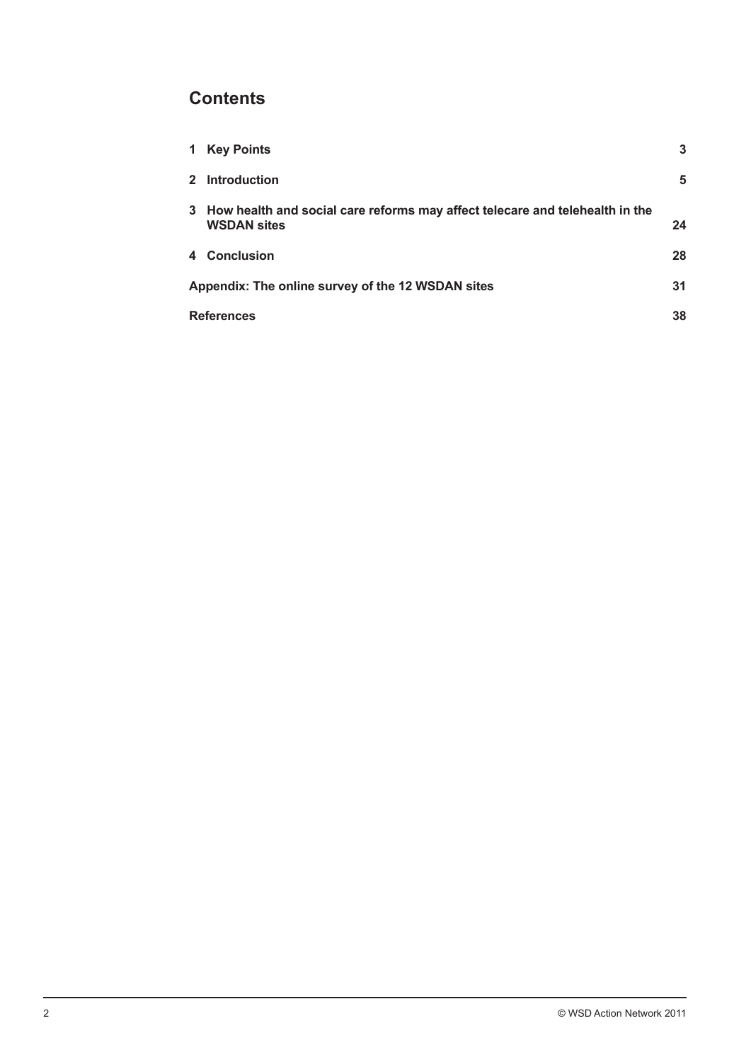## Contents

| | | |
|---|---|---|
| 1 | Key Points | 3 |
| 2 | Introduction | 5 |
| 3 | How health and social care reforms may affect telecare and telehealth in the WSDAN sites | 24 |
| 4 | Conclusion | 28 |
| | Appendix: The online survey of the 12 WSDAN sites | 31 |
| | References | 38 |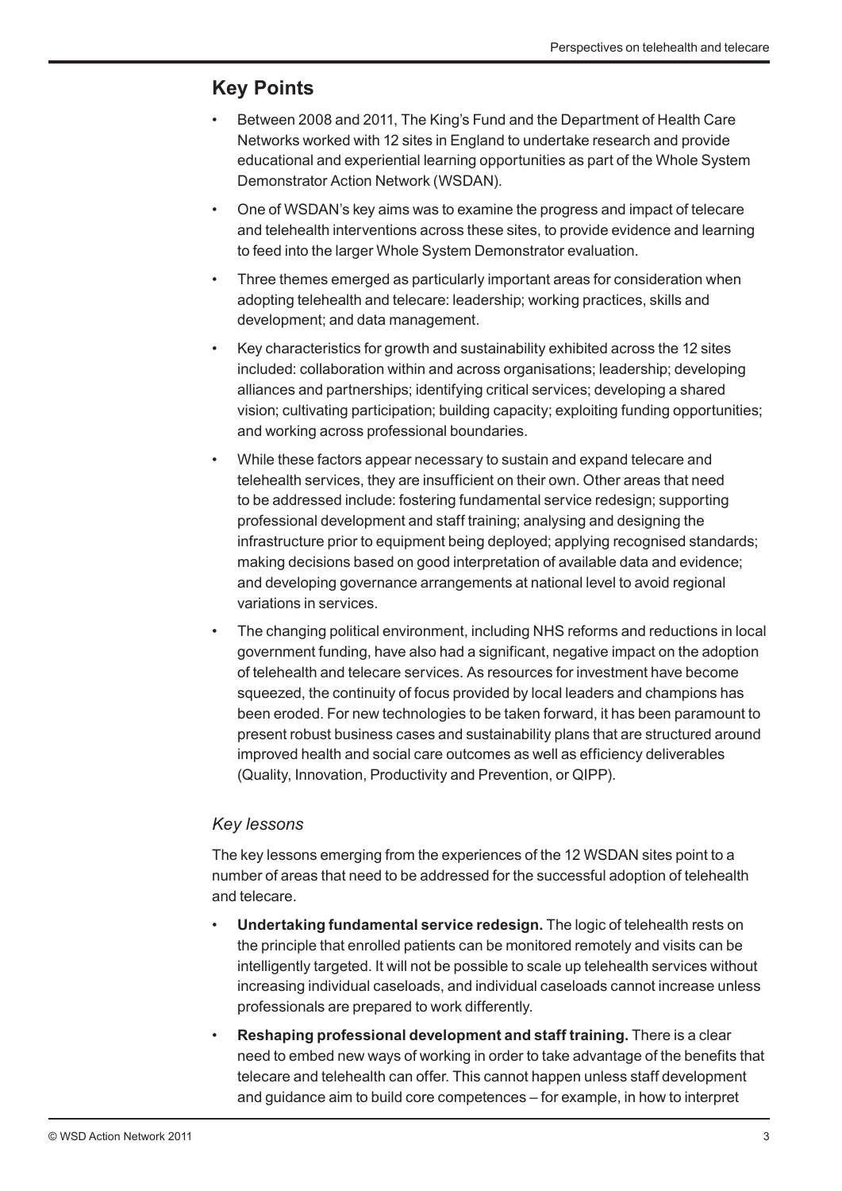## Key Points

- Between 2008 and 2011, The King's Fund and the Department of Health Care Networks worked with 12 sites in England to undertake research and provide educational and experiential learning opportunities as part of the Whole System Demonstrator Action Network (WSDAN).
- One of WSDAN's key aims was to examine the progress and impact of telecare and telehealth interventions across these sites, to provide evidence and learning to feed into the larger Whole System Demonstrator evaluation.
- Three themes emerged as particularly important areas for consideration when adopting telehealth and telecare: leadership; working practices, skills and development; and data management.
- Key characteristics for growth and sustainability exhibited across the 12 sites included: collaboration within and across organisations; leadership; developing alliances and partnerships; identifying critical services; developing a shared vision; cultivating participation; building capacity; exploiting funding opportunities; and working across professional boundaries.
- While these factors appear necessary to sustain and expand telecare and telehealth services, they are insufficient on their own. Other areas that need to be addressed include: fostering fundamental service redesign; supporting professional development and staff training; analysing and designing the infrastructure prior to equipment being deployed; applying recognised standards; making decisions based on good interpretation of available data and evidence; and developing governance arrangements at national level to avoid regional variations in services.
- The changing political environment, including NHS reforms and reductions in local government funding, have also had a significant, negative impact on the adoption of telehealth and telecare services. As resources for investment have become squeezed, the continuity of focus provided by local leaders and champions has been eroded. For new technologies to be taken forward, it has been paramount to present robust business cases and sustainability plans that are structured around improved health and social care outcomes as well as efficiency deliverables (Quality, Innovation, Productivity and Prevention, or QIPP).

### *Key lessons*

The key lessons emerging from the experiences of the 12 WSDAN sites point to a number of areas that need to be addressed for the successful adoption of telehealth and telecare.

- **Undertaking fundamental service redesign.** The logic of telehealth rests on the principle that enrolled patients can be monitored remotely and visits can be intelligently targeted. It will not be possible to scale up telehealth services without increasing individual caseloads, and individual caseloads cannot increase unless professionals are prepared to work differently.
- **Reshaping professional development and staff training.** There is a clear need to embed new ways of working in order to take advantage of the benefits that telecare and telehealth can offer. This cannot happen unless staff development and guidance aim to build core competences – for example, in how to interpret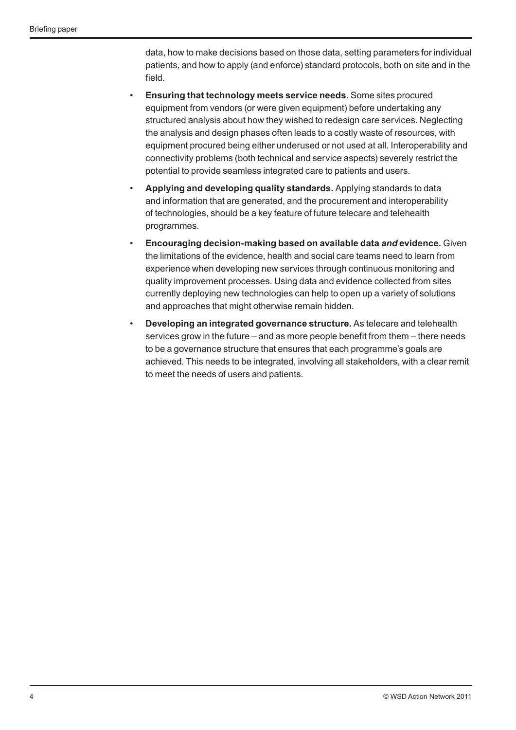data, how to make decisions based on those data, setting parameters for individual patients, and how to apply (and enforce) standard protocols, both on site and in the field.

- **Ensuring that technology meets service needs.** Some sites procured equipment from vendors (or were given equipment) before undertaking any structured analysis about how they wished to redesign care services. Neglecting the analysis and design phases often leads to a costly waste of resources, with equipment procured being either underused or not used at all. Interoperability and connectivity problems (both technical and service aspects) severely restrict the potential to provide seamless integrated care to patients and users.
- **Applying and developing quality standards.** Applying standards to data and information that are generated, and the procurement and interoperability of technologies, should be a key feature of future telecare and telehealth programmes.
- **Encouraging decision-making based on available data *and* evidence.** Given the limitations of the evidence, health and social care teams need to learn from experience when developing new services through continuous monitoring and quality improvement processes. Using data and evidence collected from sites currently deploying new technologies can help to open up a variety of solutions and approaches that might otherwise remain hidden.
- **Developing an integrated governance structure.** As telecare and telehealth services grow in the future – and as more people benefit from them – there needs to be a governance structure that ensures that each programme's goals are achieved. This needs to be integrated, involving all stakeholders, with a clear remit to meet the needs of users and patients.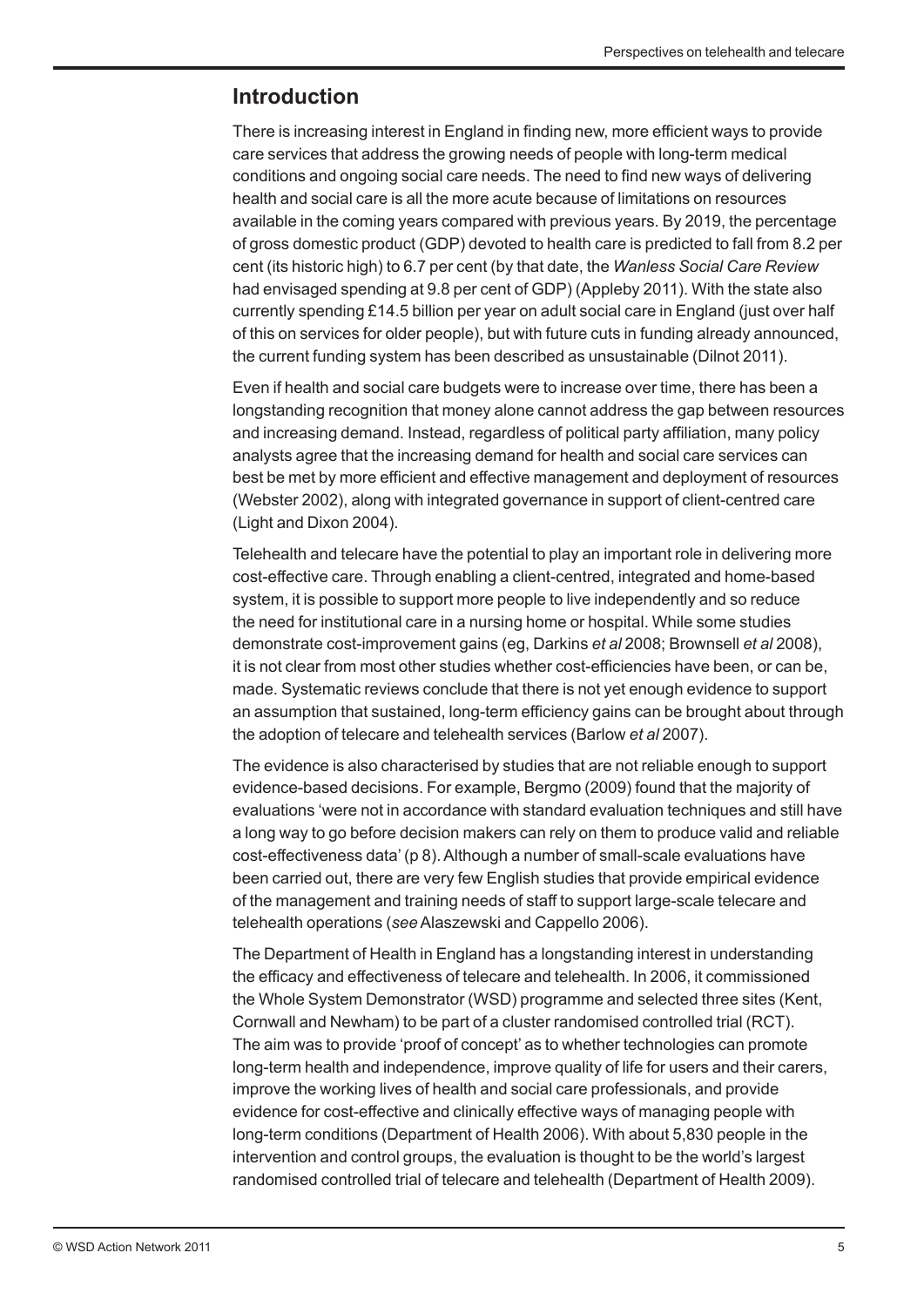## Introduction

There is increasing interest in England in finding new, more efficient ways to provide care services that address the growing needs of people with long-term medical conditions and ongoing social care needs. The need to find new ways of delivering health and social care is all the more acute because of limitations on resources available in the coming years compared with previous years. By 2019, the percentage of gross domestic product (GDP) devoted to health care is predicted to fall from 8.2 per cent (its historic high) to 6.7 per cent (by that date, the *Wanless Social Care Review* had envisaged spending at 9.8 per cent of GDP) (Appleby 2011). With the state also currently spending £14.5 billion per year on adult social care in England (just over half of this on services for older people), but with future cuts in funding already announced, the current funding system has been described as unsustainable (Dilnot 2011).

Even if health and social care budgets were to increase over time, there has been a longstanding recognition that money alone cannot address the gap between resources and increasing demand. Instead, regardless of political party affiliation, many policy analysts agree that the increasing demand for health and social care services can best be met by more efficient and effective management and deployment of resources (Webster 2002), along with integrated governance in support of client-centred care (Light and Dixon 2004).

Telehealth and telecare have the potential to play an important role in delivering more cost-effective care. Through enabling a client-centred, integrated and home-based system, it is possible to support more people to live independently and so reduce the need for institutional care in a nursing home or hospital. While some studies demonstrate cost-improvement gains (eg, Darkins *et al* 2008; Brownsell *et al* 2008), it is not clear from most other studies whether cost-efficiencies have been, or can be, made. Systematic reviews conclude that there is not yet enough evidence to support an assumption that sustained, long-term efficiency gains can be brought about through the adoption of telecare and telehealth services (Barlow *et al* 2007).

The evidence is also characterised by studies that are not reliable enough to support evidence-based decisions. For example, Bergmo (2009) found that the majority of evaluations 'were not in accordance with standard evaluation techniques and still have a long way to go before decision makers can rely on them to produce valid and reliable cost-effectiveness data' (p 8). Although a number of small-scale evaluations have been carried out, there are very few English studies that provide empirical evidence of the management and training needs of staff to support large-scale telecare and telehealth operations (*see* Alaszewski and Cappello 2006).

The Department of Health in England has a longstanding interest in understanding the efficacy and effectiveness of telecare and telehealth. In 2006, it commissioned the Whole System Demonstrator (WSD) programme and selected three sites (Kent, Cornwall and Newham) to be part of a cluster randomised controlled trial (RCT). The aim was to provide 'proof of concept' as to whether technologies can promote long-term health and independence, improve quality of life for users and their carers, improve the working lives of health and social care professionals, and provide evidence for cost-effective and clinically effective ways of managing people with long-term conditions (Department of Health 2006). With about 5,830 people in the intervention and control groups, the evaluation is thought to be the world's largest randomised controlled trial of telecare and telehealth (Department of Health 2009).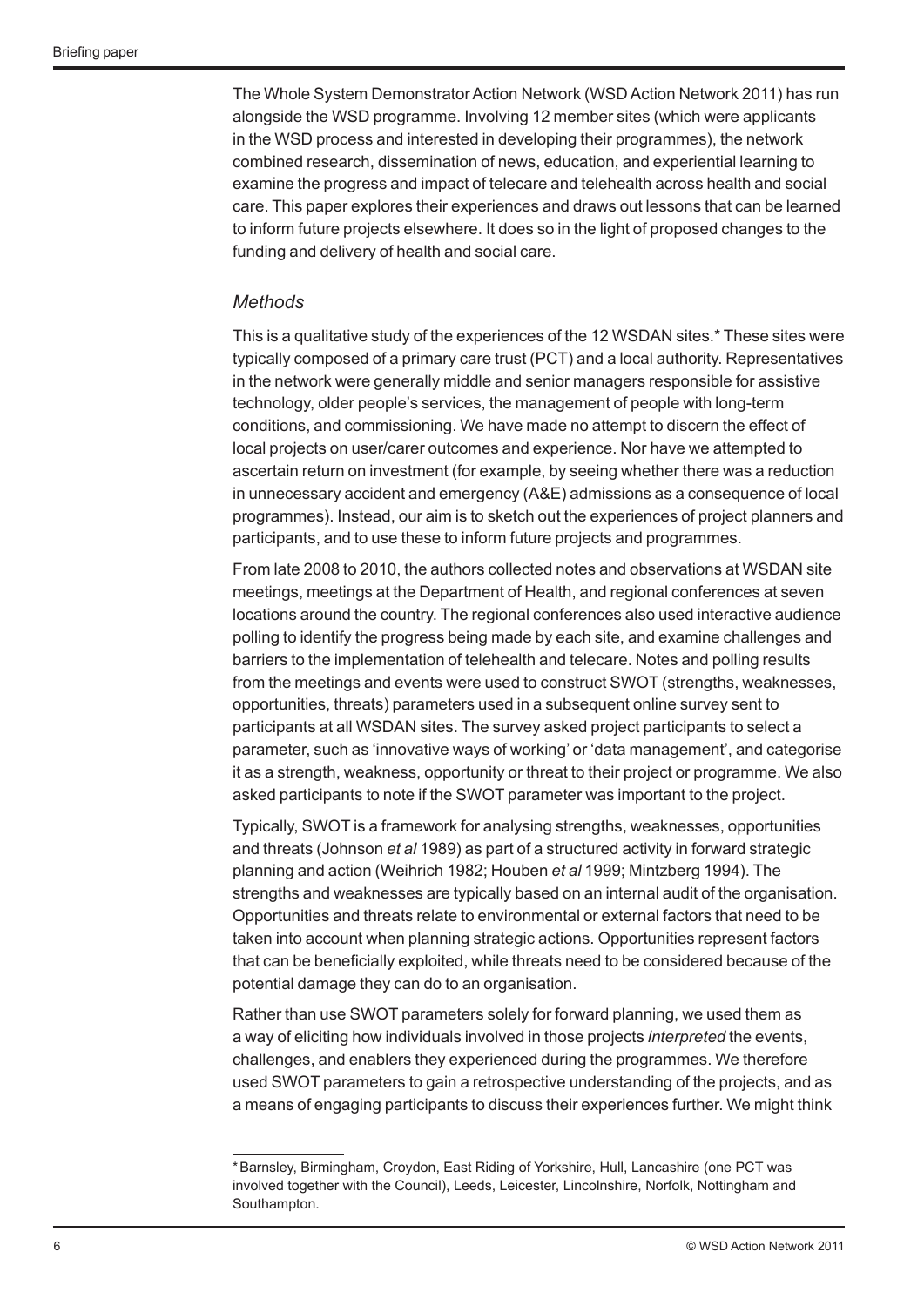The Whole System Demonstrator Action Network (WSD Action Network 2011) has run alongside the WSD programme. Involving 12 member sites (which were applicants in the WSD process and interested in developing their programmes), the network combined research, dissemination of news, education, and experiential learning to examine the progress and impact of telecare and telehealth across health and social care. This paper explores their experiences and draws out lessons that can be learned to inform future projects elsewhere. It does so in the light of proposed changes to the funding and delivery of health and social care.

### *Methods*

This is a qualitative study of the experiences of the 12 WSDAN sites.* These sites were typically composed of a primary care trust (PCT) and a local authority. Representatives in the network were generally middle and senior managers responsible for assistive technology, older people's services, the management of people with long-term conditions, and commissioning. We have made no attempt to discern the effect of local projects on user/carer outcomes and experience. Nor have we attempted to ascertain return on investment (for example, by seeing whether there was a reduction in unnecessary accident and emergency (A&E) admissions as a consequence of local programmes). Instead, our aim is to sketch out the experiences of project planners and participants, and to use these to inform future projects and programmes.

From late 2008 to 2010, the authors collected notes and observations at WSDAN site meetings, meetings at the Department of Health, and regional conferences at seven locations around the country. The regional conferences also used interactive audience polling to identify the progress being made by each site, and examine challenges and barriers to the implementation of telehealth and telecare. Notes and polling results from the meetings and events were used to construct SWOT (strengths, weaknesses, opportunities, threats) parameters used in a subsequent online survey sent to participants at all WSDAN sites. The survey asked project participants to select a parameter, such as 'innovative ways of working' or 'data management', and categorise it as a strength, weakness, opportunity or threat to their project or programme. We also asked participants to note if the SWOT parameter was important to the project.

Typically, SWOT is a framework for analysing strengths, weaknesses, opportunities and threats (Johnson *et al* 1989) as part of a structured activity in forward strategic planning and action (Weihrich 1982; Houben *et al* 1999; Mintzberg 1994). The strengths and weaknesses are typically based on an internal audit of the organisation. Opportunities and threats relate to environmental or external factors that need to be taken into account when planning strategic actions. Opportunities represent factors that can be beneficially exploited, while threats need to be considered because of the potential damage they can do to an organisation.

Rather than use SWOT parameters solely for forward planning, we used them as a way of eliciting how individuals involved in those projects *interpreted* the events, challenges, and enablers they experienced during the programmes. We therefore used SWOT parameters to gain a retrospective understanding of the projects, and as a means of engaging participants to discuss their experiences further. We might think

---

* Barnsley, Birmingham, Croydon, East Riding of Yorkshire, Hull, Lancashire (one PCT was involved together with the Council), Leeds, Leicester, Lincolnshire, Norfolk, Nottingham and Southampton.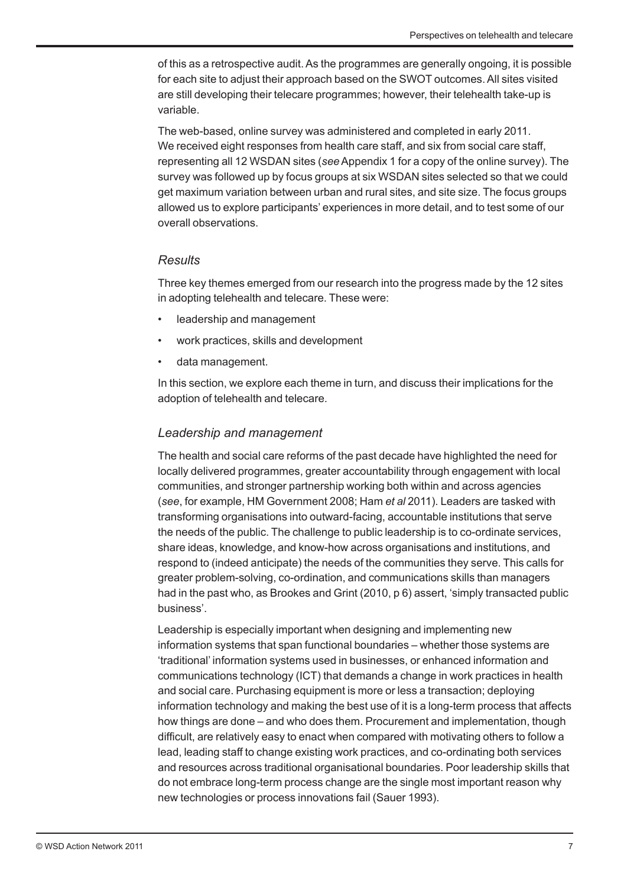of this as a retrospective audit. As the programmes are generally ongoing, it is possible for each site to adjust their approach based on the SWOT outcomes. All sites visited are still developing their telecare programmes; however, their telehealth take-up is variable.

The web-based, online survey was administered and completed in early 2011. We received eight responses from health care staff, and six from social care staff, representing all 12 WSDAN sites (*see* Appendix 1 for a copy of the online survey). The survey was followed up by focus groups at six WSDAN sites selected so that we could get maximum variation between urban and rural sites, and site size. The focus groups allowed us to explore participants' experiences in more detail, and to test some of our overall observations.

### *Results*

Three key themes emerged from our research into the progress made by the 12 sites in adopting telehealth and telecare. These were:

- leadership and management
- work practices, skills and development
- data management.

In this section, we explore each theme in turn, and discuss their implications for the adoption of telehealth and telecare.

### *Leadership and management*

The health and social care reforms of the past decade have highlighted the need for locally delivered programmes, greater accountability through engagement with local communities, and stronger partnership working both within and across agencies (*see*, for example, HM Government 2008; Ham *et al* 2011). Leaders are tasked with transforming organisations into outward-facing, accountable institutions that serve the needs of the public. The challenge to public leadership is to co-ordinate services, share ideas, knowledge, and know-how across organisations and institutions, and respond to (indeed anticipate) the needs of the communities they serve. This calls for greater problem-solving, co-ordination, and communications skills than managers had in the past who, as Brookes and Grint (2010, p 6) assert, 'simply transacted public business'.

Leadership is especially important when designing and implementing new information systems that span functional boundaries – whether those systems are 'traditional' information systems used in businesses, or enhanced information and communications technology (ICT) that demands a change in work practices in health and social care. Purchasing equipment is more or less a transaction; deploying information technology and making the best use of it is a long-term process that affects how things are done – and who does them. Procurement and implementation, though difficult, are relatively easy to enact when compared with motivating others to follow a lead, leading staff to change existing work practices, and co-ordinating both services and resources across traditional organisational boundaries. Poor leadership skills that do not embrace long-term process change are the single most important reason why new technologies or process innovations fail (Sauer 1993).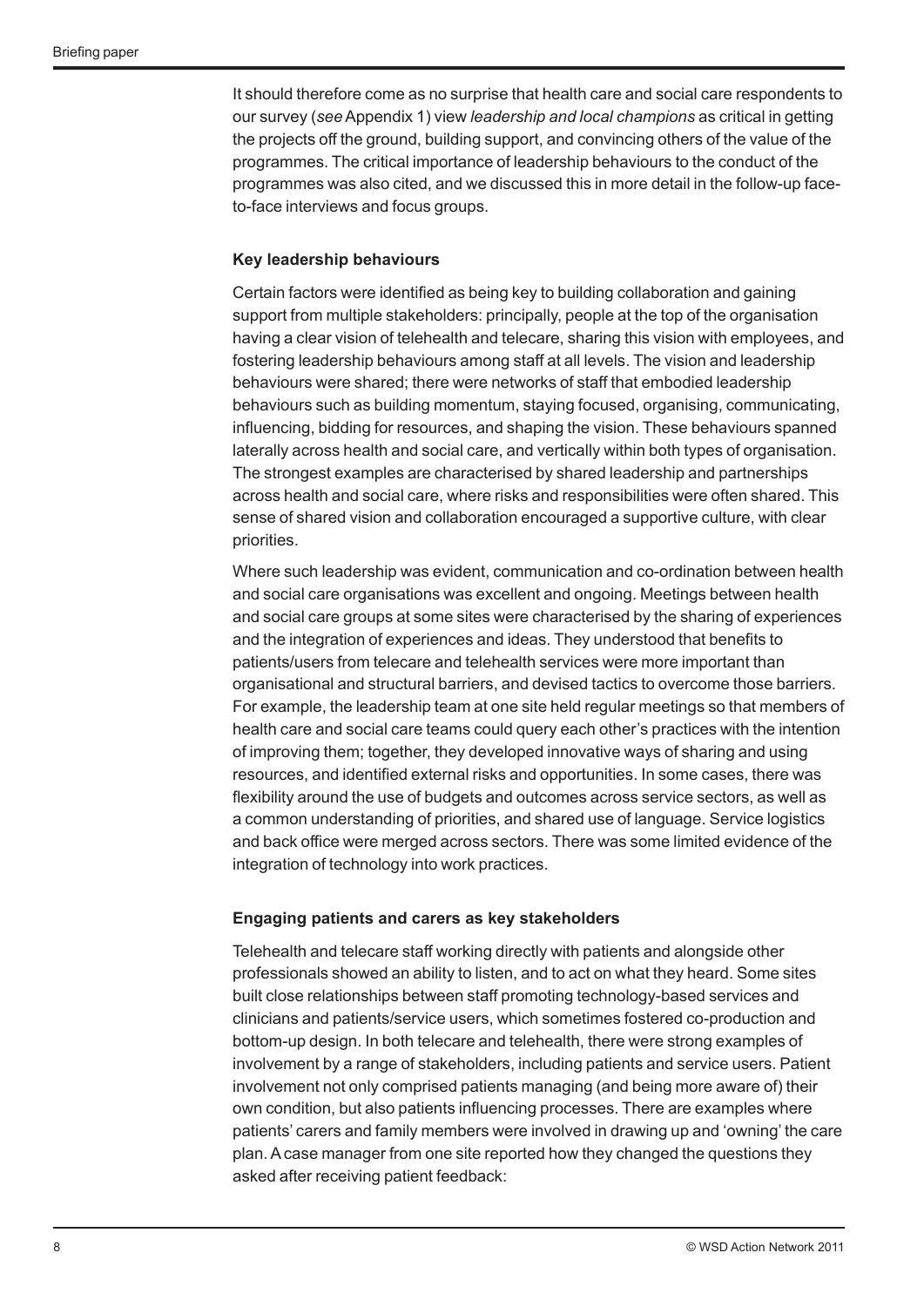It should therefore come as no surprise that health care and social care respondents to our survey (*see* Appendix 1) view *leadership and local champions* as critical in getting the projects off the ground, building support, and convincing others of the value of the programmes. The critical importance of leadership behaviours to the conduct of the programmes was also cited, and we discussed this in more detail in the follow-up face-to-face interviews and focus groups.

### Key leadership behaviours

Certain factors were identified as being key to building collaboration and gaining support from multiple stakeholders: principally, people at the top of the organisation having a clear vision of telehealth and telecare, sharing this vision with employees, and fostering leadership behaviours among staff at all levels. The vision and leadership behaviours were shared; there were networks of staff that embodied leadership behaviours such as building momentum, staying focused, organising, communicating, influencing, bidding for resources, and shaping the vision. These behaviours spanned laterally across health and social care, and vertically within both types of organisation. The strongest examples are characterised by shared leadership and partnerships across health and social care, where risks and responsibilities were often shared. This sense of shared vision and collaboration encouraged a supportive culture, with clear priorities.

Where such leadership was evident, communication and co-ordination between health and social care organisations was excellent and ongoing. Meetings between health and social care groups at some sites were characterised by the sharing of experiences and the integration of experiences and ideas. They understood that benefits to patients/users from telecare and telehealth services were more important than organisational and structural barriers, and devised tactics to overcome those barriers. For example, the leadership team at one site held regular meetings so that members of health care and social care teams could query each other's practices with the intention of improving them; together, they developed innovative ways of sharing and using resources, and identified external risks and opportunities. In some cases, there was flexibility around the use of budgets and outcomes across service sectors, as well as a common understanding of priorities, and shared use of language. Service logistics and back office were merged across sectors. There was some limited evidence of the integration of technology into work practices.

### Engaging patients and carers as key stakeholders

Telehealth and telecare staff working directly with patients and alongside other professionals showed an ability to listen, and to act on what they heard. Some sites built close relationships between staff promoting technology-based services and clinicians and patients/service users, which sometimes fostered co-production and bottom-up design. In both telecare and telehealth, there were strong examples of involvement by a range of stakeholders, including patients and service users. Patient involvement not only comprised patients managing (and being more aware of) their own condition, but also patients influencing processes. There are examples where patients' carers and family members were involved in drawing up and 'owning' the care plan. A case manager from one site reported how they changed the questions they asked after receiving patient feedback: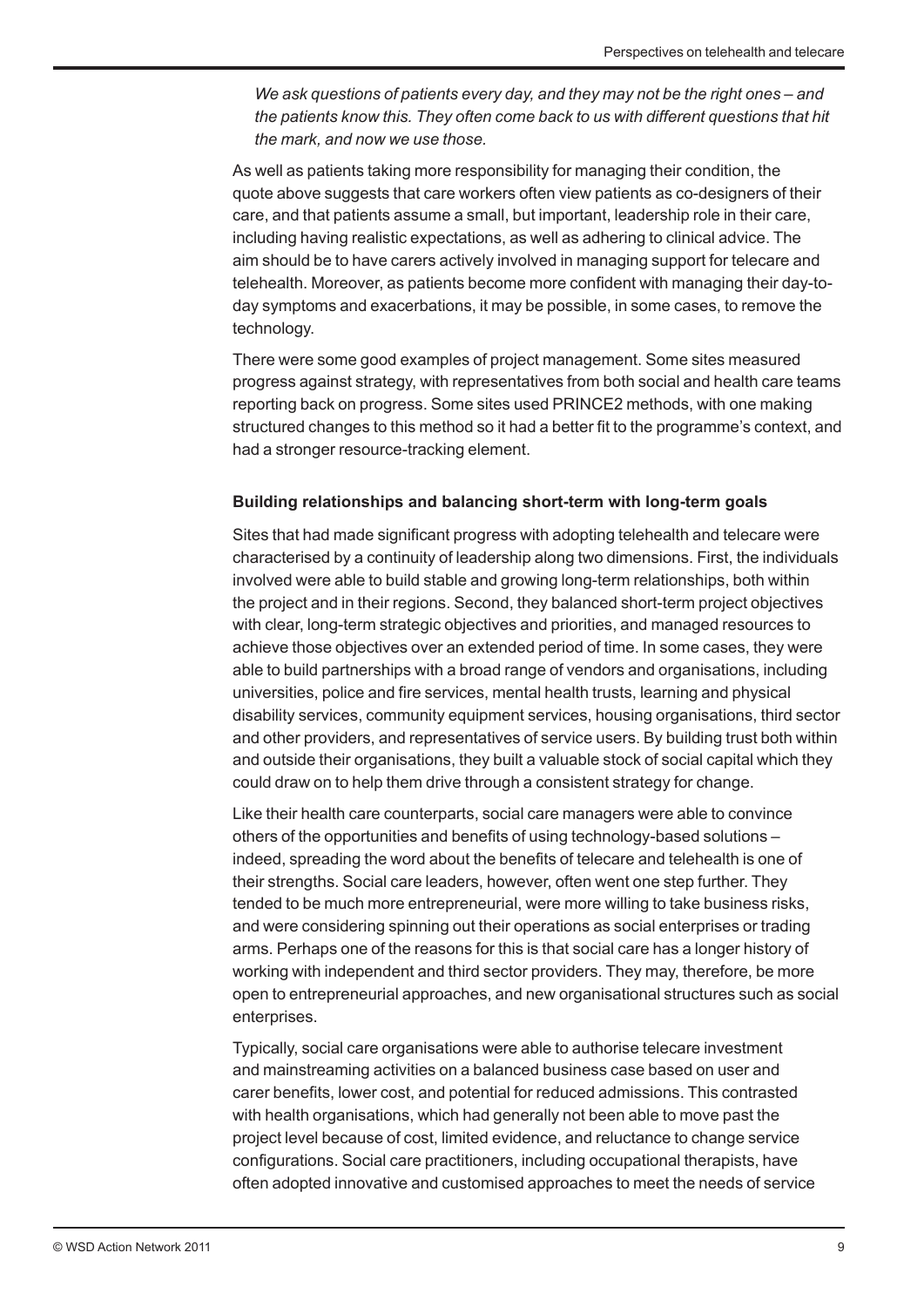*We ask questions of patients every day, and they may not be the right ones – and the patients know this. They often come back to us with different questions that hit the mark, and now we use those.*

As well as patients taking more responsibility for managing their condition, the quote above suggests that care workers often view patients as co-designers of their care, and that patients assume a small, but important, leadership role in their care, including having realistic expectations, as well as adhering to clinical advice. The aim should be to have carers actively involved in managing support for telecare and telehealth. Moreover, as patients become more confident with managing their day-to-day symptoms and exacerbations, it may be possible, in some cases, to remove the technology.

There were some good examples of project management. Some sites measured progress against strategy, with representatives from both social and health care teams reporting back on progress. Some sites used PRINCE2 methods, with one making structured changes to this method so it had a better fit to the programme's context, and had a stronger resource-tracking element.

### Building relationships and balancing short-term with long-term goals

Sites that had made significant progress with adopting telehealth and telecare were characterised by a continuity of leadership along two dimensions. First, the individuals involved were able to build stable and growing long-term relationships, both within the project and in their regions. Second, they balanced short-term project objectives with clear, long-term strategic objectives and priorities, and managed resources to achieve those objectives over an extended period of time. In some cases, they were able to build partnerships with a broad range of vendors and organisations, including universities, police and fire services, mental health trusts, learning and physical disability services, community equipment services, housing organisations, third sector and other providers, and representatives of service users. By building trust both within and outside their organisations, they built a valuable stock of social capital which they could draw on to help them drive through a consistent strategy for change.

Like their health care counterparts, social care managers were able to convince others of the opportunities and benefits of using technology-based solutions – indeed, spreading the word about the benefits of telecare and telehealth is one of their strengths. Social care leaders, however, often went one step further. They tended to be much more entrepreneurial, were more willing to take business risks, and were considering spinning out their operations as social enterprises or trading arms. Perhaps one of the reasons for this is that social care has a longer history of working with independent and third sector providers. They may, therefore, be more open to entrepreneurial approaches, and new organisational structures such as social enterprises.

Typically, social care organisations were able to authorise telecare investment and mainstreaming activities on a balanced business case based on user and carer benefits, lower cost, and potential for reduced admissions. This contrasted with health organisations, which had generally not been able to move past the project level because of cost, limited evidence, and reluctance to change service configurations. Social care practitioners, including occupational therapists, have often adopted innovative and customised approaches to meet the needs of service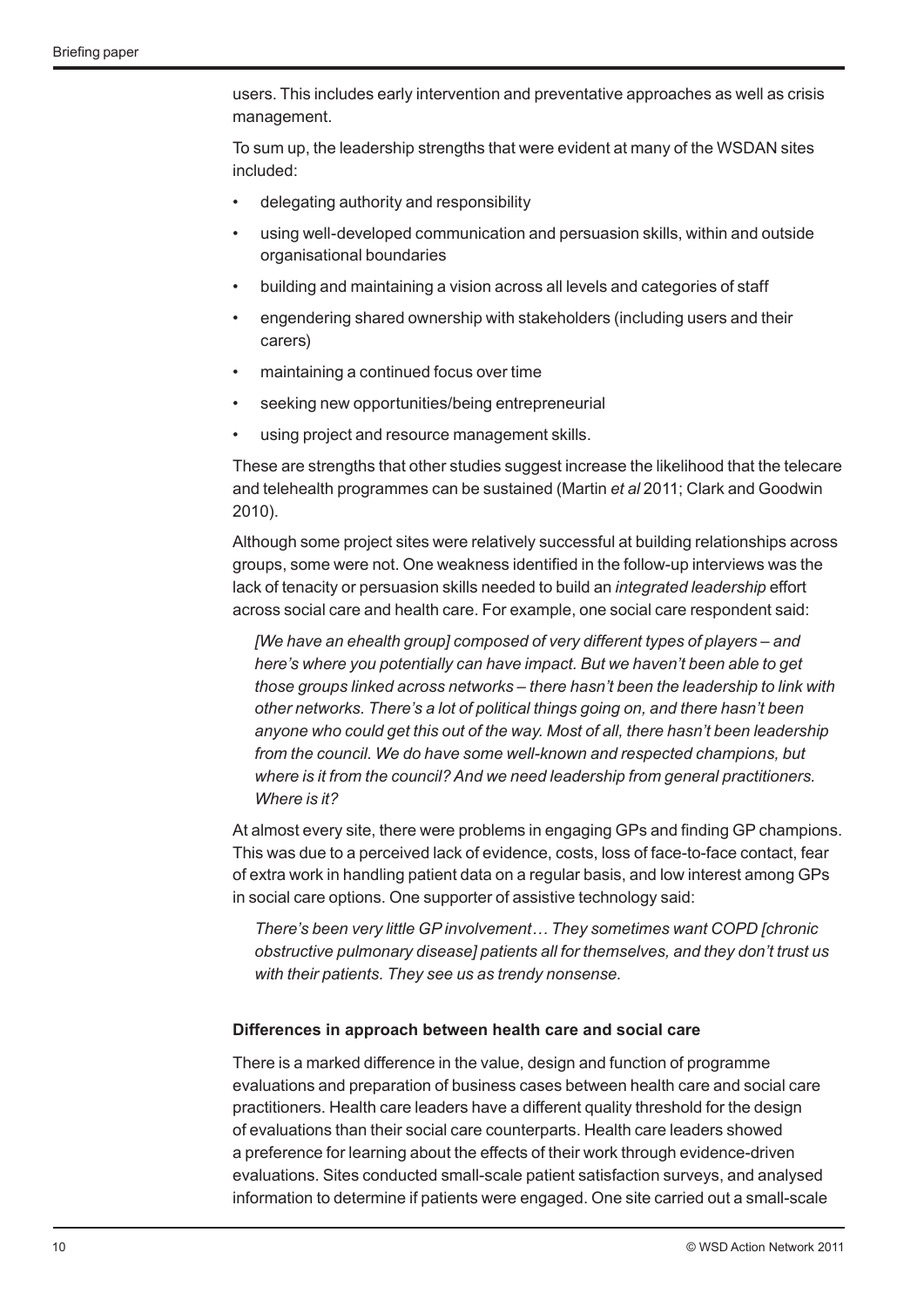users. This includes early intervention and preventative approaches as well as crisis management.

To sum up, the leadership strengths that were evident at many of the WSDAN sites included:

- delegating authority and responsibility
- using well-developed communication and persuasion skills, within and outside organisational boundaries
- building and maintaining a vision across all levels and categories of staff
- engendering shared ownership with stakeholders (including users and their carers)
- maintaining a continued focus over time
- seeking new opportunities/being entrepreneurial
- using project and resource management skills.

These are strengths that other studies suggest increase the likelihood that the telecare and telehealth programmes can be sustained (Martin *et al* 2011; Clark and Goodwin 2010).

Although some project sites were relatively successful at building relationships across groups, some were not. One weakness identified in the follow-up interviews was the lack of tenacity or persuasion skills needed to build an *integrated leadership* effort across social care and health care. For example, one social care respondent said:

> *[We have an ehealth group] composed of very different types of players – and here's where you potentially can have impact. But we haven't been able to get those groups linked across networks – there hasn't been the leadership to link with other networks. There's a lot of political things going on, and there hasn't been anyone who could get this out of the way. Most of all, there hasn't been leadership from the council. We do have some well-known and respected champions, but where is it from the council? And we need leadership from general practitioners. Where is it?*

At almost every site, there were problems in engaging GPs and finding GP champions. This was due to a perceived lack of evidence, costs, loss of face-to-face contact, fear of extra work in handling patient data on a regular basis, and low interest among GPs in social care options. One supporter of assistive technology said:

> *There's been very little GP involvement… They sometimes want COPD [chronic obstructive pulmonary disease] patients all for themselves, and they don't trust us with their patients. They see us as trendy nonsense.*

**Differences in approach between health care and social care**

There is a marked difference in the value, design and function of programme evaluations and preparation of business cases between health care and social care practitioners. Health care leaders have a different quality threshold for the design of evaluations than their social care counterparts. Health care leaders showed a preference for learning about the effects of their work through evidence-driven evaluations. Sites conducted small-scale patient satisfaction surveys, and analysed information to determine if patients were engaged. One site carried out a small-scale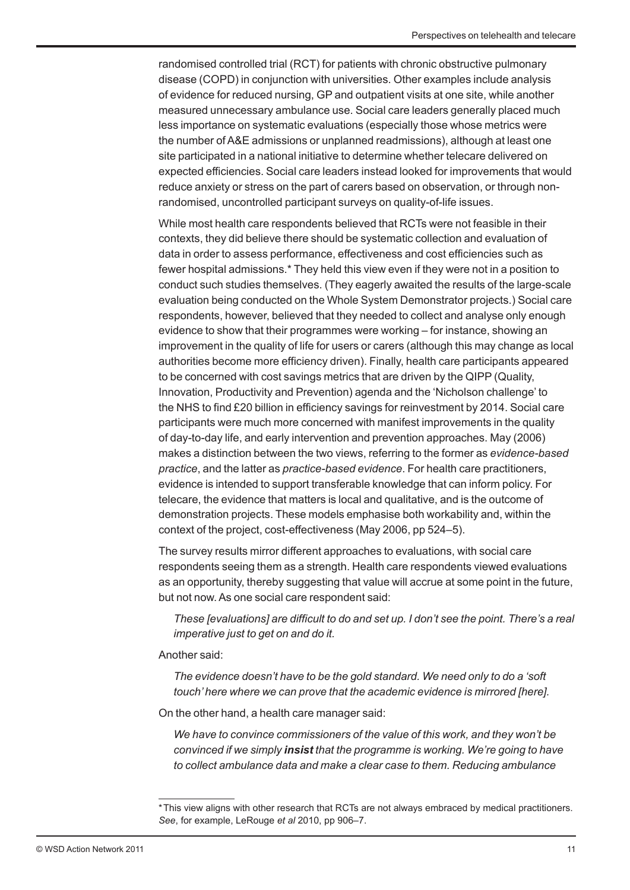randomised controlled trial (RCT) for patients with chronic obstructive pulmonary disease (COPD) in conjunction with universities. Other examples include analysis of evidence for reduced nursing, GP and outpatient visits at one site, while another measured unnecessary ambulance use. Social care leaders generally placed much less importance on systematic evaluations (especially those whose metrics were the number of A&E admissions or unplanned readmissions), although at least one site participated in a national initiative to determine whether telecare delivered on expected efficiencies. Social care leaders instead looked for improvements that would reduce anxiety or stress on the part of carers based on observation, or through non-randomised, uncontrolled participant surveys on quality-of-life issues.

While most health care respondents believed that RCTs were not feasible in their contexts, they did believe there should be systematic collection and evaluation of data in order to assess performance, effectiveness and cost efficiencies such as fewer hospital admissions.* They held this view even if they were not in a position to conduct such studies themselves. (They eagerly awaited the results of the large-scale evaluation being conducted on the Whole System Demonstrator projects.) Social care respondents, however, believed that they needed to collect and analyse only enough evidence to show that their programmes were working – for instance, showing an improvement in the quality of life for users or carers (although this may change as local authorities become more efficiency driven). Finally, health care participants appeared to be concerned with cost savings metrics that are driven by the QIPP (Quality, Innovation, Productivity and Prevention) agenda and the 'Nicholson challenge' to the NHS to find £20 billion in efficiency savings for reinvestment by 2014. Social care participants were much more concerned with manifest improvements in the quality of day-to-day life, and early intervention and prevention approaches. May (2006) makes a distinction between the two views, referring to the former as *evidence-based practice*, and the latter as *practice-based evidence*. For health care practitioners, evidence is intended to support transferable knowledge that can inform policy. For telecare, the evidence that matters is local and qualitative, and is the outcome of demonstration projects. These models emphasise both workability and, within the context of the project, cost-effectiveness (May 2006, pp 524–5).

The survey results mirror different approaches to evaluations, with social care respondents seeing them as a strength. Health care respondents viewed evaluations as an opportunity, thereby suggesting that value will accrue at some point in the future, but not now. As one social care respondent said:

> *These [evaluations] are difficult to do and set up. I don't see the point. There's a real imperative just to get on and do it.*

Another said:

> *The evidence doesn't have to be the gold standard. We need only to do a 'soft touch' here where we can prove that the academic evidence is mirrored [here].*

On the other hand, a health care manager said:

> *We have to convince commissioners of the value of this work, and they won't be convinced if we simply **insist** that the programme is working. We're going to have to collect ambulance data and make a clear case to them. Reducing ambulance*

---

\* This view aligns with other research that RCTs are not always embraced by medical practitioners. *See*, for example, LeRouge *et al* 2010, pp 906–7.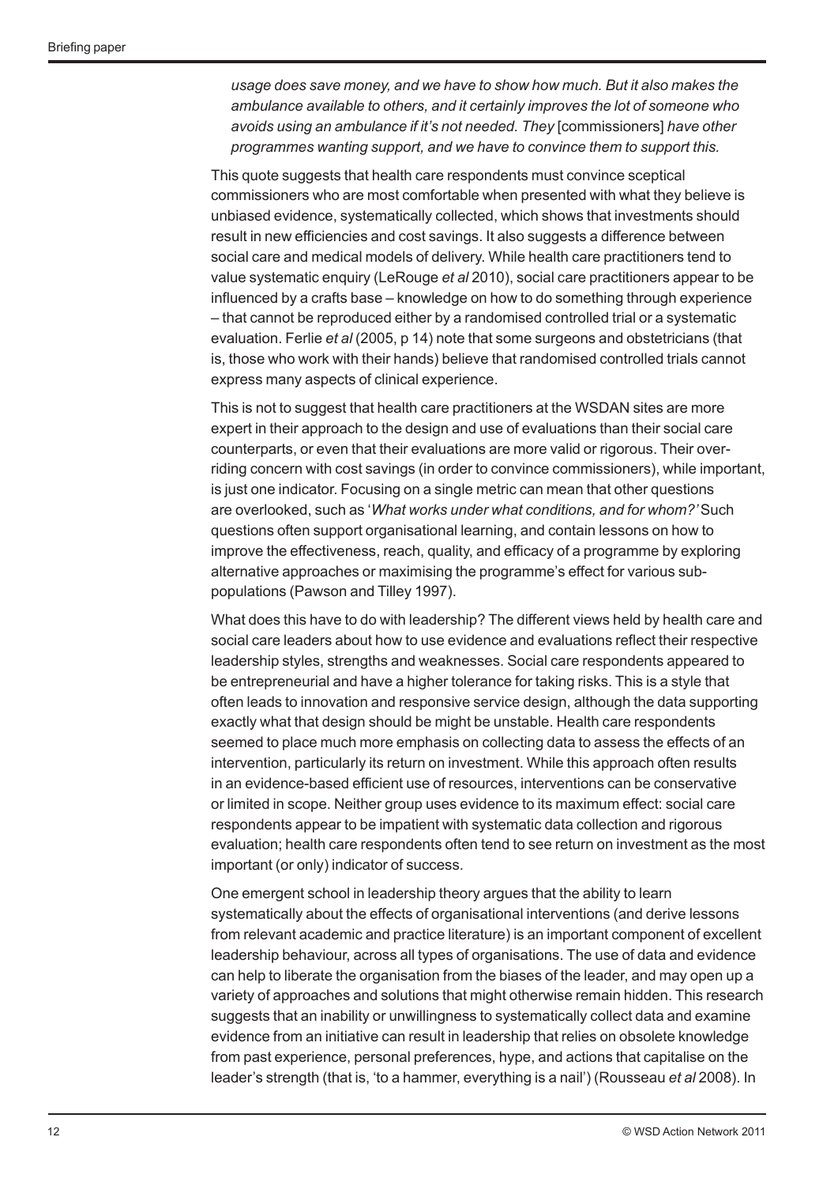*usage does save money, and we have to show how much. But it also makes the ambulance available to others, and it certainly improves the lot of someone who avoids using an ambulance if it's not needed. They* [commissioners] *have other programmes wanting support, and we have to convince them to support this.*

This quote suggests that health care respondents must convince sceptical commissioners who are most comfortable when presented with what they believe is unbiased evidence, systematically collected, which shows that investments should result in new efficiencies and cost savings. It also suggests a difference between social care and medical models of delivery. While health care practitioners tend to value systematic enquiry (LeRouge *et al* 2010), social care practitioners appear to be influenced by a crafts base – knowledge on how to do something through experience – that cannot be reproduced either by a randomised controlled trial or a systematic evaluation. Ferlie *et al* (2005, p 14) note that some surgeons and obstetricians (that is, those who work with their hands) believe that randomised controlled trials cannot express many aspects of clinical experience.

This is not to suggest that health care practitioners at the WSDAN sites are more expert in their approach to the design and use of evaluations than their social care counterparts, or even that their evaluations are more valid or rigorous. Their over-riding concern with cost savings (in order to convince commissioners), while important, is just one indicator. Focusing on a single metric can mean that other questions are overlooked, such as '*What works under what conditions, and for whom?*' Such questions often support organisational learning, and contain lessons on how to improve the effectiveness, reach, quality, and efficacy of a programme by exploring alternative approaches or maximising the programme's effect for various sub-populations (Pawson and Tilley 1997).

What does this have to do with leadership? The different views held by health care and social care leaders about how to use evidence and evaluations reflect their respective leadership styles, strengths and weaknesses. Social care respondents appeared to be entrepreneurial and have a higher tolerance for taking risks. This is a style that often leads to innovation and responsive service design, although the data supporting exactly what that design should be might be unstable. Health care respondents seemed to place much more emphasis on collecting data to assess the effects of an intervention, particularly its return on investment. While this approach often results in an evidence-based efficient use of resources, interventions can be conservative or limited in scope. Neither group uses evidence to its maximum effect: social care respondents appear to be impatient with systematic data collection and rigorous evaluation; health care respondents often tend to see return on investment as the most important (or only) indicator of success.

One emergent school in leadership theory argues that the ability to learn systematically about the effects of organisational interventions (and derive lessons from relevant academic and practice literature) is an important component of excellent leadership behaviour, across all types of organisations. The use of data and evidence can help to liberate the organisation from the biases of the leader, and may open up a variety of approaches and solutions that might otherwise remain hidden. This research suggests that an inability or unwillingness to systematically collect data and examine evidence from an initiative can result in leadership that relies on obsolete knowledge from past experience, personal preferences, hype, and actions that capitalise on the leader's strength (that is, 'to a hammer, everything is a nail') (Rousseau *et al* 2008). In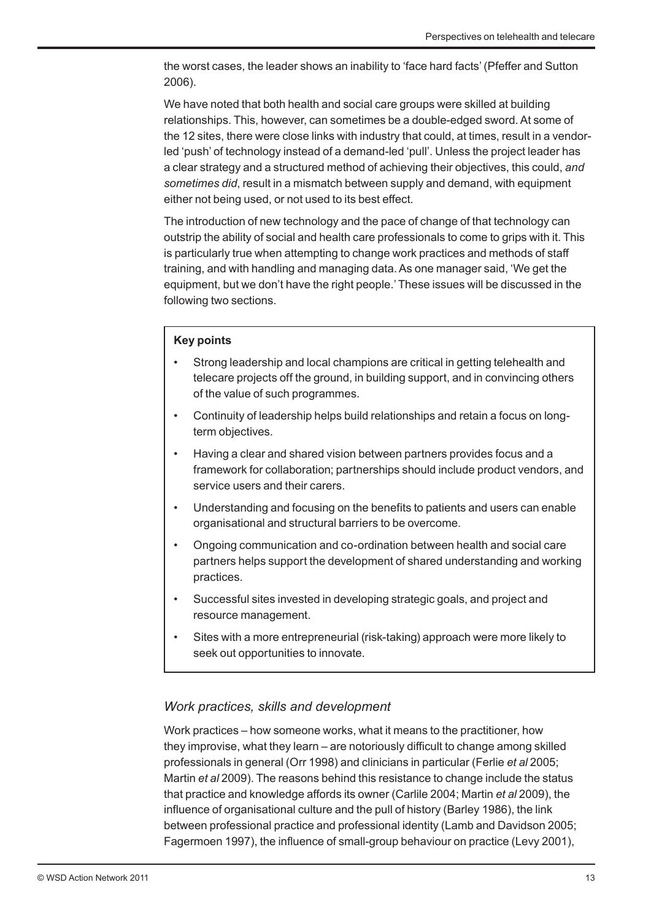the worst cases, the leader shows an inability to 'face hard facts' (Pfeffer and Sutton 2006).

We have noted that both health and social care groups were skilled at building relationships. This, however, can sometimes be a double-edged sword. At some of the 12 sites, there were close links with industry that could, at times, result in a vendor-led 'push' of technology instead of a demand-led 'pull'. Unless the project leader has a clear strategy and a structured method of achieving their objectives, this could, *and sometimes did*, result in a mismatch between supply and demand, with equipment either not being used, or not used to its best effect.

The introduction of new technology and the pace of change of that technology can outstrip the ability of social and health care professionals to come to grips with it. This is particularly true when attempting to change work practices and methods of staff training, and with handling and managing data. As one manager said, 'We get the equipment, but we don't have the right people.' These issues will be discussed in the following two sections.

**Key points**

- Strong leadership and local champions are critical in getting telehealth and telecare projects off the ground, in building support, and in convincing others of the value of such programmes.
- Continuity of leadership helps build relationships and retain a focus on long-term objectives.
- Having a clear and shared vision between partners provides focus and a framework for collaboration; partnerships should include product vendors, and service users and their carers.
- Understanding and focusing on the benefits to patients and users can enable organisational and structural barriers to be overcome.
- Ongoing communication and co-ordination between health and social care partners helps support the development of shared understanding and working practices.
- Successful sites invested in developing strategic goals, and project and resource management.
- Sites with a more entrepreneurial (risk-taking) approach were more likely to seek out opportunities to innovate.

### *Work practices, skills and development*

Work practices – how someone works, what it means to the practitioner, how they improvise, what they learn – are notoriously difficult to change among skilled professionals in general (Orr 1998) and clinicians in particular (Ferlie *et al* 2005; Martin *et al* 2009). The reasons behind this resistance to change include the status that practice and knowledge affords its owner (Carlile 2004; Martin *et al* 2009), the influence of organisational culture and the pull of history (Barley 1986), the link between professional practice and professional identity (Lamb and Davidson 2005; Fagermoen 1997), the influence of small-group behaviour on practice (Levy 2001),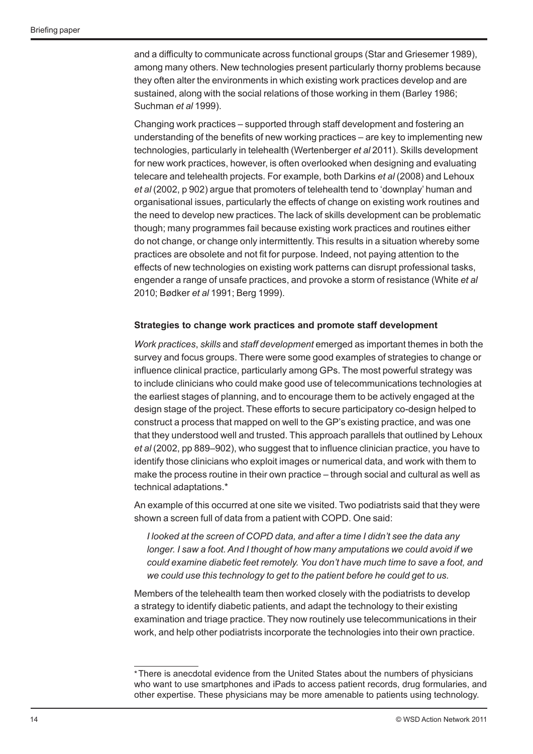and a difficulty to communicate across functional groups (Star and Griesemer 1989), among many others. New technologies present particularly thorny problems because they often alter the environments in which existing work practices develop and are sustained, along with the social relations of those working in them (Barley 1986; Suchman *et al* 1999).

Changing work practices – supported through staff development and fostering an understanding of the benefits of new working practices – are key to implementing new technologies, particularly in telehealth (Wertenberger *et al* 2011). Skills development for new work practices, however, is often overlooked when designing and evaluating telecare and telehealth projects. For example, both Darkins *et al* (2008) and Lehoux *et al* (2002, p 902) argue that promoters of telehealth tend to 'downplay' human and organisational issues, particularly the effects of change on existing work routines and the need to develop new practices. The lack of skills development can be problematic though; many programmes fail because existing work practices and routines either do not change, or change only intermittently. This results in a situation whereby some practices are obsolete and not fit for purpose. Indeed, not paying attention to the effects of new technologies on existing work patterns can disrupt professional tasks, engender a range of unsafe practices, and provoke a storm of resistance (White *et al* 2010; Bødker *et al* 1991; Berg 1999).

**Strategies to change work practices and promote staff development**

*Work practices*, *skills* and *staff development* emerged as important themes in both the survey and focus groups. There were some good examples of strategies to change or influence clinical practice, particularly among GPs. The most powerful strategy was to include clinicians who could make good use of telecommunications technologies at the earliest stages of planning, and to encourage them to be actively engaged at the design stage of the project. These efforts to secure participatory co-design helped to construct a process that mapped on well to the GP's existing practice, and was one that they understood well and trusted. This approach parallels that outlined by Lehoux *et al* (2002, pp 889–902), who suggest that to influence clinician practice, you have to identify those clinicians who exploit images or numerical data, and work with them to make the process routine in their own practice – through social and cultural as well as technical adaptations.*

An example of this occurred at one site we visited. Two podiatrists said that they were shown a screen full of data from a patient with COPD. One said:

> *I looked at the screen of COPD data, and after a time I didn't see the data any longer. I saw a foot. And I thought of how many amputations we could avoid if we could examine diabetic feet remotely. You don't have much time to save a foot, and we could use this technology to get to the patient before he could get to us.*

Members of the telehealth team then worked closely with the podiatrists to develop a strategy to identify diabetic patients, and adapt the technology to their existing examination and triage practice. They now routinely use telecommunications in their work, and help other podiatrists incorporate the technologies into their own practice.

---

* There is anecdotal evidence from the United States about the numbers of physicians who want to use smartphones and iPads to access patient records, drug formularies, and other expertise. These physicians may be more amenable to patients using technology.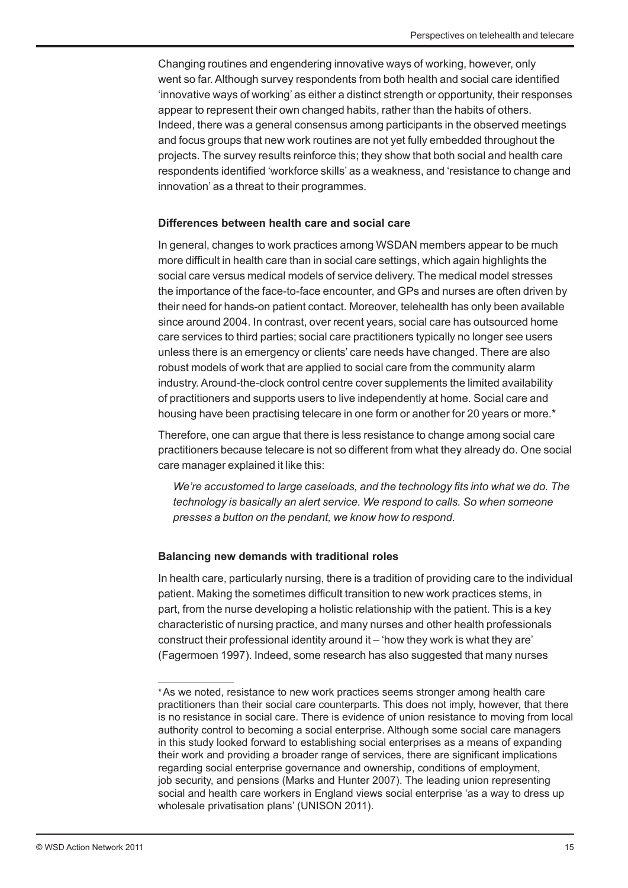Changing routines and engendering innovative ways of working, however, only went so far. Although survey respondents from both health and social care identified 'innovative ways of working' as either a distinct strength or opportunity, their responses appear to represent their own changed habits, rather than the habits of others. Indeed, there was a general consensus among participants in the observed meetings and focus groups that new work routines are not yet fully embedded throughout the projects. The survey results reinforce this; they show that both social and health care respondents identified 'workforce skills' as a weakness, and 'resistance to change and innovation' as a threat to their programmes.

**Differences between health care and social care**

In general, changes to work practices among WSDAN members appear to be much more difficult in health care than in social care settings, which again highlights the social care versus medical models of service delivery. The medical model stresses the importance of the face-to-face encounter, and GPs and nurses are often driven by their need for hands-on patient contact. Moreover, telehealth has only been available since around 2004. In contrast, over recent years, social care has outsourced home care services to third parties; social care practitioners typically no longer see users unless there is an emergency or clients' care needs have changed. There are also robust models of work that are applied to social care from the community alarm industry. Around-the-clock control centre cover supplements the limited availability of practitioners and supports users to live independently at home. Social care and housing have been practising telecare in one form or another for 20 years or more.*

Therefore, one can argue that there is less resistance to change among social care practitioners because telecare is not so different from what they already do. One social care manager explained it like this:

> *We're accustomed to large caseloads, and the technology fits into what we do. The technology is basically an alert service. We respond to calls. So when someone presses a button on the pendant, we know how to respond.*

**Balancing new demands with traditional roles**

In health care, particularly nursing, there is a tradition of providing care to the individual patient. Making the sometimes difficult transition to new work practices stems, in part, from the nurse developing a holistic relationship with the patient. This is a key characteristic of nursing practice, and many nurses and other health professionals construct their professional identity around it – 'how they work is what they are' (Fagermoen 1997). Indeed, some research has also suggested that many nurses

---

*As we noted, resistance to new work practices seems stronger among health care practitioners than their social care counterparts. This does not imply, however, that there is no resistance in social care. There is evidence of union resistance to moving from local authority control to becoming a social enterprise. Although some social care managers in this study looked forward to establishing social enterprises as a means of expanding their work and providing a broader range of services, there are significant implications regarding social enterprise governance and ownership, conditions of employment, job security, and pensions (Marks and Hunter 2007). The leading union representing social and health care workers in England views social enterprise 'as a way to dress up wholesale privatisation plans' (UNISON 2011).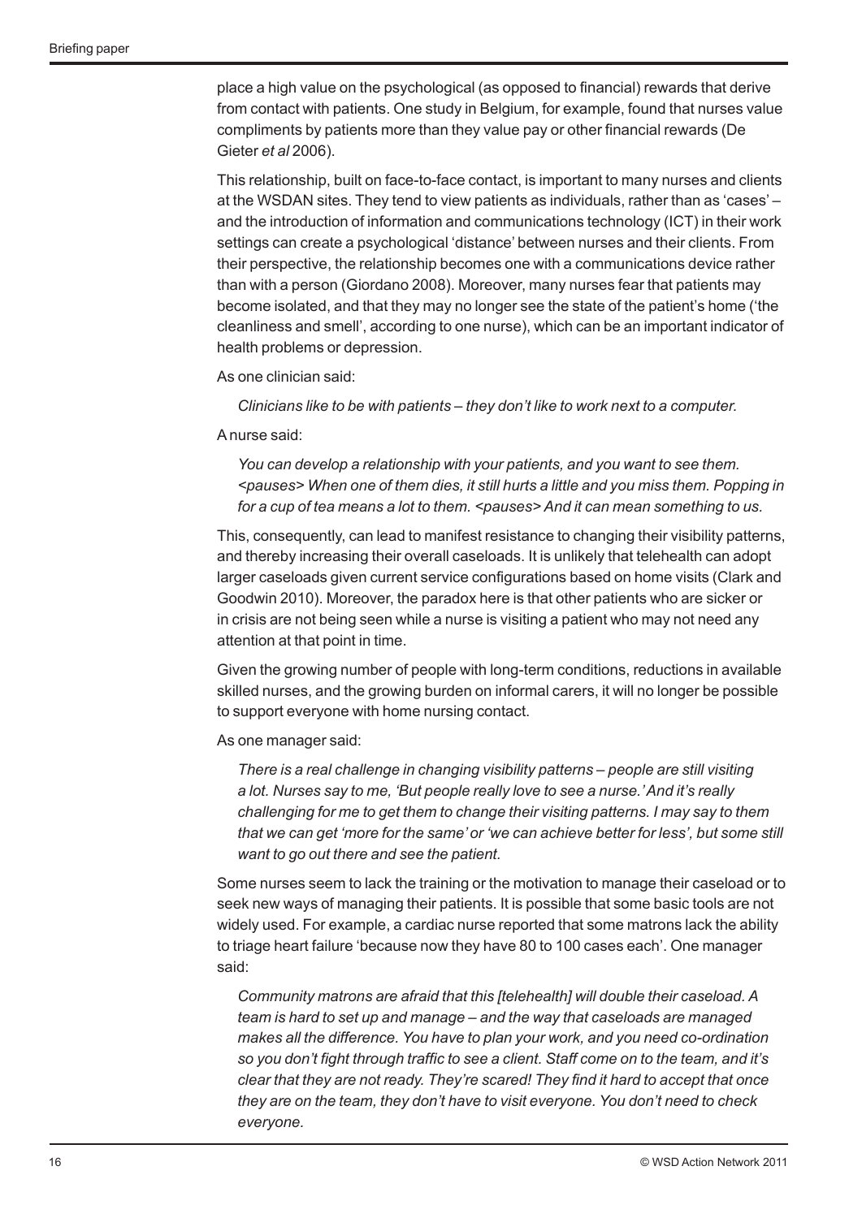place a high value on the psychological (as opposed to financial) rewards that derive from contact with patients. One study in Belgium, for example, found that nurses value compliments by patients more than they value pay or other financial rewards (De Gieter *et al* 2006).

This relationship, built on face-to-face contact, is important to many nurses and clients at the WSDAN sites. They tend to view patients as individuals, rather than as 'cases' – and the introduction of information and communications technology (ICT) in their work settings can create a psychological 'distance' between nurses and their clients. From their perspective, the relationship becomes one with a communications device rather than with a person (Giordano 2008). Moreover, many nurses fear that patients may become isolated, and that they may no longer see the state of the patient's home ('the cleanliness and smell', according to one nurse), which can be an important indicator of health problems or depression.

As one clinician said:

> *Clinicians like to be with patients – they don't like to work next to a computer.*

A nurse said:

> *You can develop a relationship with your patients, and you want to see them. <pauses> When one of them dies, it still hurts a little and you miss them. Popping in for a cup of tea means a lot to them. <pauses> And it can mean something to us.*

This, consequently, can lead to manifest resistance to changing their visibility patterns, and thereby increasing their overall caseloads. It is unlikely that telehealth can adopt larger caseloads given current service configurations based on home visits (Clark and Goodwin 2010). Moreover, the paradox here is that other patients who are sicker or in crisis are not being seen while a nurse is visiting a patient who may not need any attention at that point in time.

Given the growing number of people with long-term conditions, reductions in available skilled nurses, and the growing burden on informal carers, it will no longer be possible to support everyone with home nursing contact.

As one manager said:

> *There is a real challenge in changing visibility patterns – people are still visiting a lot. Nurses say to me, 'But people really love to see a nurse.' And it's really challenging for me to get them to change their visiting patterns. I may say to them that we can get 'more for the same' or 'we can achieve better for less', but some still want to go out there and see the patient.*

Some nurses seem to lack the training or the motivation to manage their caseload or to seek new ways of managing their patients. It is possible that some basic tools are not widely used. For example, a cardiac nurse reported that some matrons lack the ability to triage heart failure 'because now they have 80 to 100 cases each'. One manager said:

> *Community matrons are afraid that this [telehealth] will double their caseload. A team is hard to set up and manage – and the way that caseloads are managed makes all the difference. You have to plan your work, and you need co-ordination so you don't fight through traffic to see a client. Staff come on to the team, and it's clear that they are not ready. They're scared! They find it hard to accept that once they are on the team, they don't have to visit everyone. You don't need to check everyone.*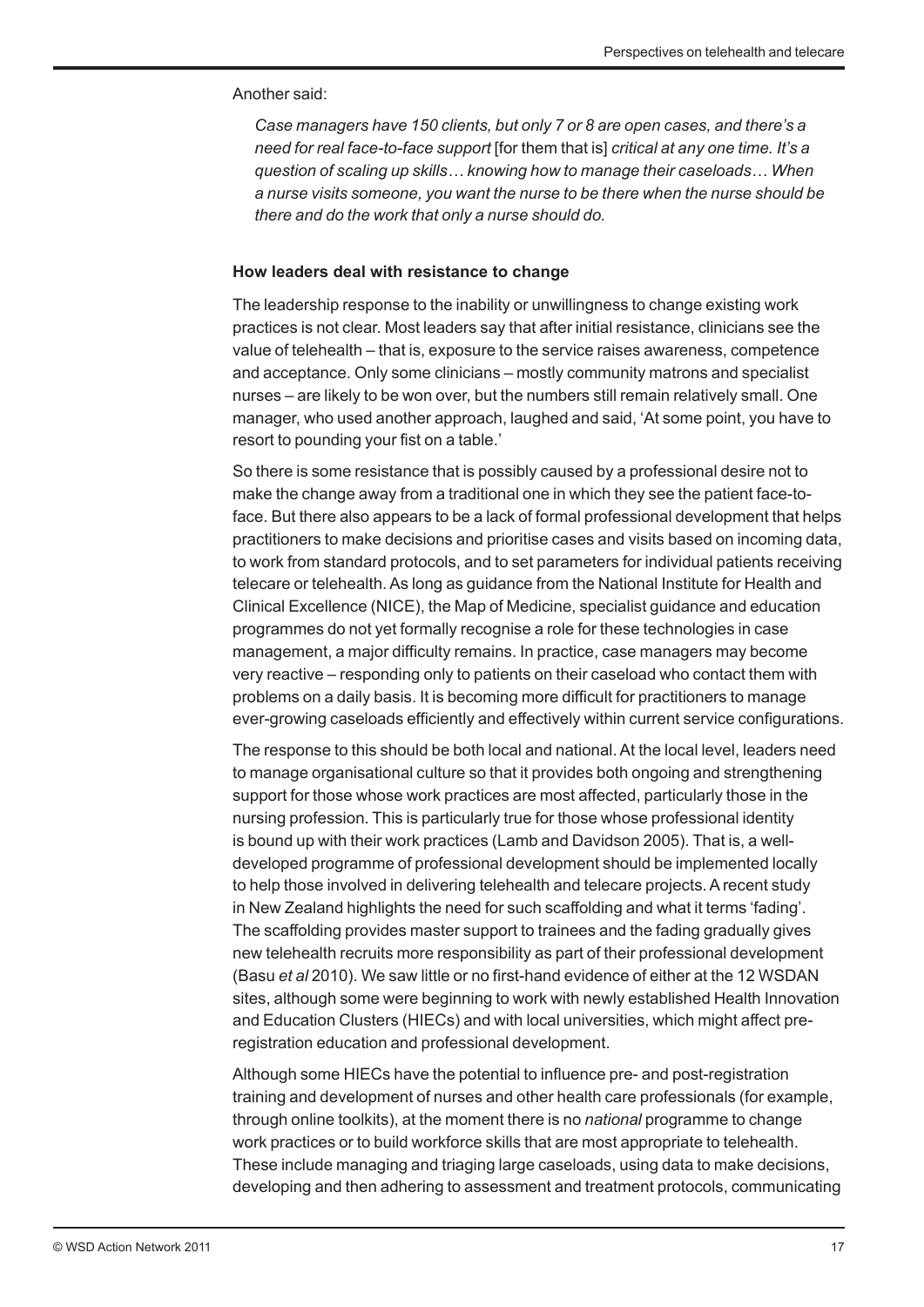Another said:

> *Case managers have 150 clients, but only 7 or 8 are open cases, and there's a need for real face-to-face support* [for them that is] *critical at any one time. It's a question of scaling up skills… knowing how to manage their caseloads… When a nurse visits someone, you want the nurse to be there when the nurse should be there and do the work that only a nurse should do.*

**How leaders deal with resistance to change**

The leadership response to the inability or unwillingness to change existing work practices is not clear. Most leaders say that after initial resistance, clinicians see the value of telehealth – that is, exposure to the service raises awareness, competence and acceptance. Only some clinicians – mostly community matrons and specialist nurses – are likely to be won over, but the numbers still remain relatively small. One manager, who used another approach, laughed and said, 'At some point, you have to resort to pounding your fist on a table.'

So there is some resistance that is possibly caused by a professional desire not to make the change away from a traditional one in which they see the patient face-to-face. But there also appears to be a lack of formal professional development that helps practitioners to make decisions and prioritise cases and visits based on incoming data, to work from standard protocols, and to set parameters for individual patients receiving telecare or telehealth. As long as guidance from the National Institute for Health and Clinical Excellence (NICE), the Map of Medicine, specialist guidance and education programmes do not yet formally recognise a role for these technologies in case management, a major difficulty remains. In practice, case managers may become very reactive – responding only to patients on their caseload who contact them with problems on a daily basis. It is becoming more difficult for practitioners to manage ever-growing caseloads efficiently and effectively within current service configurations.

The response to this should be both local and national. At the local level, leaders need to manage organisational culture so that it provides both ongoing and strengthening support for those whose work practices are most affected, particularly those in the nursing profession. This is particularly true for those whose professional identity is bound up with their work practices (Lamb and Davidson 2005). That is, a well-developed programme of professional development should be implemented locally to help those involved in delivering telehealth and telecare projects. A recent study in New Zealand highlights the need for such scaffolding and what it terms 'fading'. The scaffolding provides master support to trainees and the fading gradually gives new telehealth recruits more responsibility as part of their professional development (Basu *et al* 2010). We saw little or no first-hand evidence of either at the 12 WSDAN sites, although some were beginning to work with newly established Health Innovation and Education Clusters (HIECs) and with local universities, which might affect pre-registration education and professional development.

Although some HIECs have the potential to influence pre- and post-registration training and development of nurses and other health care professionals (for example, through online toolkits), at the moment there is no *national* programme to change work practices or to build workforce skills that are most appropriate to telehealth. These include managing and triaging large caseloads, using data to make decisions, developing and then adhering to assessment and treatment protocols, communicating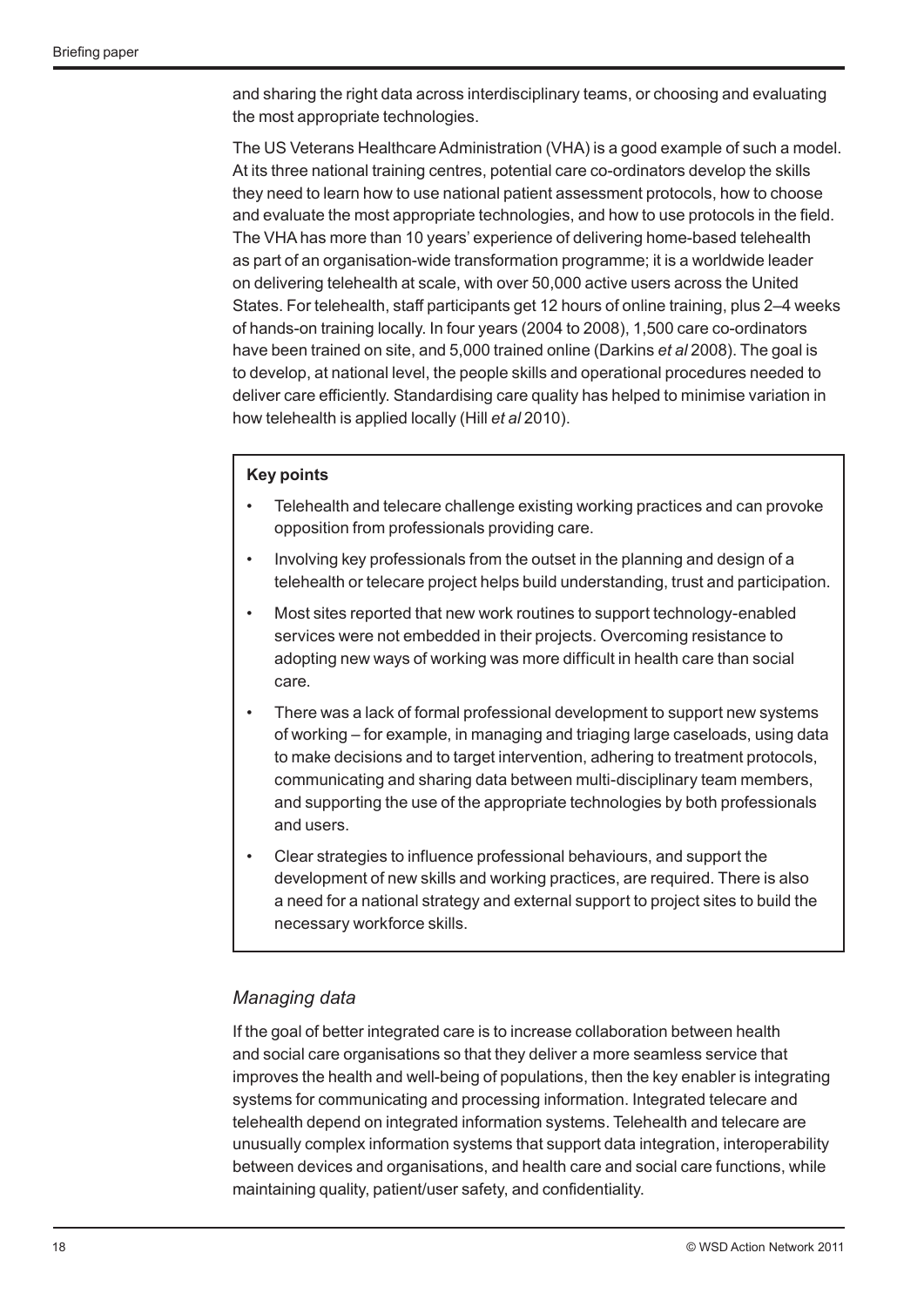and sharing the right data across interdisciplinary teams, or choosing and evaluating the most appropriate technologies.

The US Veterans Healthcare Administration (VHA) is a good example of such a model. At its three national training centres, potential care co-ordinators develop the skills they need to learn how to use national patient assessment protocols, how to choose and evaluate the most appropriate technologies, and how to use protocols in the field. The VHA has more than 10 years' experience of delivering home-based telehealth as part of an organisation-wide transformation programme; it is a worldwide leader on delivering telehealth at scale, with over 50,000 active users across the United States. For telehealth, staff participants get 12 hours of online training, plus 2–4 weeks of hands-on training locally. In four years (2004 to 2008), 1,500 care co-ordinators have been trained on site, and 5,000 trained online (Darkins *et al* 2008). The goal is to develop, at national level, the people skills and operational procedures needed to deliver care efficiently. Standardising care quality has helped to minimise variation in how telehealth is applied locally (Hill *et al* 2010).

**Key points**

- Telehealth and telecare challenge existing working practices and can provoke opposition from professionals providing care.
- Involving key professionals from the outset in the planning and design of a telehealth or telecare project helps build understanding, trust and participation.
- Most sites reported that new work routines to support technology-enabled services were not embedded in their projects. Overcoming resistance to adopting new ways of working was more difficult in health care than social care.
- There was a lack of formal professional development to support new systems of working – for example, in managing and triaging large caseloads, using data to make decisions and to target intervention, adhering to treatment protocols, communicating and sharing data between multi-disciplinary team members, and supporting the use of the appropriate technologies by both professionals and users.
- Clear strategies to influence professional behaviours, and support the development of new skills and working practices, are required. There is also a need for a national strategy and external support to project sites to build the necessary workforce skills.

### *Managing data*

If the goal of better integrated care is to increase collaboration between health and social care organisations so that they deliver a more seamless service that improves the health and well-being of populations, then the key enabler is integrating systems for communicating and processing information. Integrated telecare and telehealth depend on integrated information systems. Telehealth and telecare are unusually complex information systems that support data integration, interoperability between devices and organisations, and health care and social care functions, while maintaining quality, patient/user safety, and confidentiality.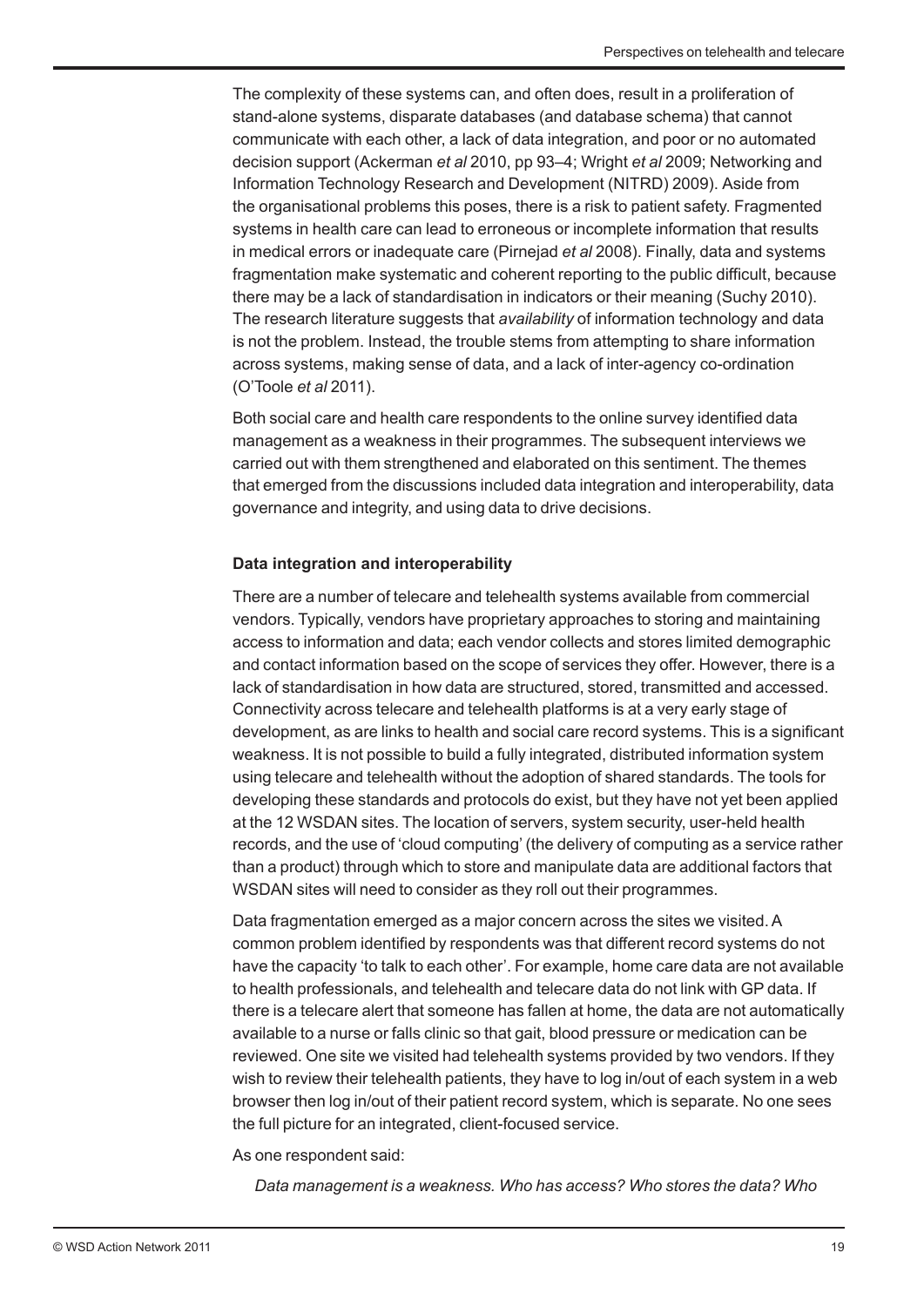The complexity of these systems can, and often does, result in a proliferation of stand-alone systems, disparate databases (and database schema) that cannot communicate with each other, a lack of data integration, and poor or no automated decision support (Ackerman *et al* 2010, pp 93–4; Wright *et al* 2009; Networking and Information Technology Research and Development (NITRD) 2009). Aside from the organisational problems this poses, there is a risk to patient safety. Fragmented systems in health care can lead to erroneous or incomplete information that results in medical errors or inadequate care (Pirnejad *et al* 2008). Finally, data and systems fragmentation make systematic and coherent reporting to the public difficult, because there may be a lack of standardisation in indicators or their meaning (Suchy 2010). The research literature suggests that *availability* of information technology and data is not the problem. Instead, the trouble stems from attempting to share information across systems, making sense of data, and a lack of inter-agency co-ordination (O'Toole *et al* 2011).

Both social care and health care respondents to the online survey identified data management as a weakness in their programmes. The subsequent interviews we carried out with them strengthened and elaborated on this sentiment. The themes that emerged from the discussions included data integration and interoperability, data governance and integrity, and using data to drive decisions.

**Data integration and interoperability**

There are a number of telecare and telehealth systems available from commercial vendors. Typically, vendors have proprietary approaches to storing and maintaining access to information and data; each vendor collects and stores limited demographic and contact information based on the scope of services they offer. However, there is a lack of standardisation in how data are structured, stored, transmitted and accessed. Connectivity across telecare and telehealth platforms is at a very early stage of development, as are links to health and social care record systems. This is a significant weakness. It is not possible to build a fully integrated, distributed information system using telecare and telehealth without the adoption of shared standards. The tools for developing these standards and protocols do exist, but they have not yet been applied at the 12 WSDAN sites. The location of servers, system security, user-held health records, and the use of 'cloud computing' (the delivery of computing as a service rather than a product) through which to store and manipulate data are additional factors that WSDAN sites will need to consider as they roll out their programmes.

Data fragmentation emerged as a major concern across the sites we visited. A common problem identified by respondents was that different record systems do not have the capacity 'to talk to each other'. For example, home care data are not available to health professionals, and telehealth and telecare data do not link with GP data. If there is a telecare alert that someone has fallen at home, the data are not automatically available to a nurse or falls clinic so that gait, blood pressure or medication can be reviewed. One site we visited had telehealth systems provided by two vendors. If they wish to review their telehealth patients, they have to log in/out of each system in a web browser then log in/out of their patient record system, which is separate. No one sees the full picture for an integrated, client-focused service.

As one respondent said:

> *Data management is a weakness. Who has access? Who stores the data? Who*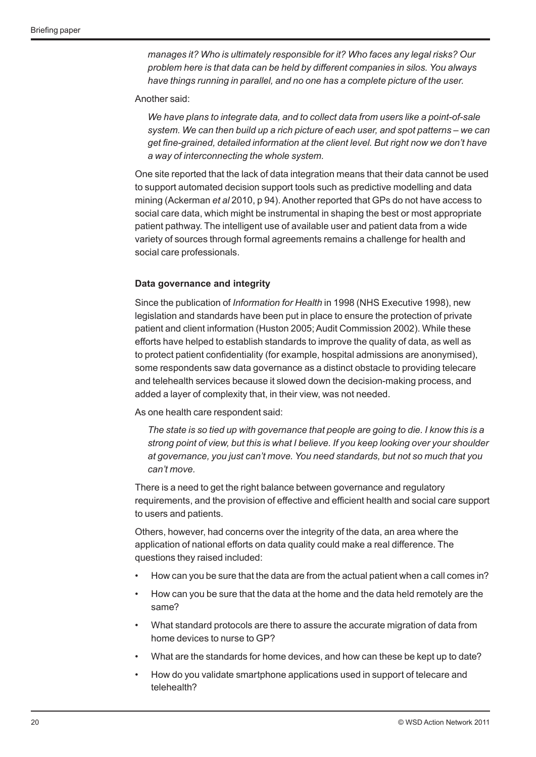*manages it? Who is ultimately responsible for it? Who faces any legal risks? Our problem here is that data can be held by different companies in silos. You always have things running in parallel, and no one has a complete picture of the user.*

Another said:

*We have plans to integrate data, and to collect data from users like a point-of-sale system. We can then build up a rich picture of each user, and spot patterns – we can get fine-grained, detailed information at the client level. But right now we don't have a way of interconnecting the whole system.*

One site reported that the lack of data integration means that their data cannot be used to support automated decision support tools such as predictive modelling and data mining (Ackerman *et al* 2010, p 94). Another reported that GPs do not have access to social care data, which might be instrumental in shaping the best or most appropriate patient pathway. The intelligent use of available user and patient data from a wide variety of sources through formal agreements remains a challenge for health and social care professionals.

### Data governance and integrity

Since the publication of *Information for Health* in 1998 (NHS Executive 1998), new legislation and standards have been put in place to ensure the protection of private patient and client information (Huston 2005; Audit Commission 2002). While these efforts have helped to establish standards to improve the quality of data, as well as to protect patient confidentiality (for example, hospital admissions are anonymised), some respondents saw data governance as a distinct obstacle to providing telecare and telehealth services because it slowed down the decision-making process, and added a layer of complexity that, in their view, was not needed.

As one health care respondent said:

*The state is so tied up with governance that people are going to die. I know this is a strong point of view, but this is what I believe. If you keep looking over your shoulder at governance, you just can't move. You need standards, but not so much that you can't move.*

There is a need to get the right balance between governance and regulatory requirements, and the provision of effective and efficient health and social care support to users and patients.

Others, however, had concerns over the integrity of the data, an area where the application of national efforts on data quality could make a real difference. The questions they raised included:

- How can you be sure that the data are from the actual patient when a call comes in?
- How can you be sure that the data at the home and the data held remotely are the same?
- What standard protocols are there to assure the accurate migration of data from home devices to nurse to GP?
- What are the standards for home devices, and how can these be kept up to date?
- How do you validate smartphone applications used in support of telecare and telehealth?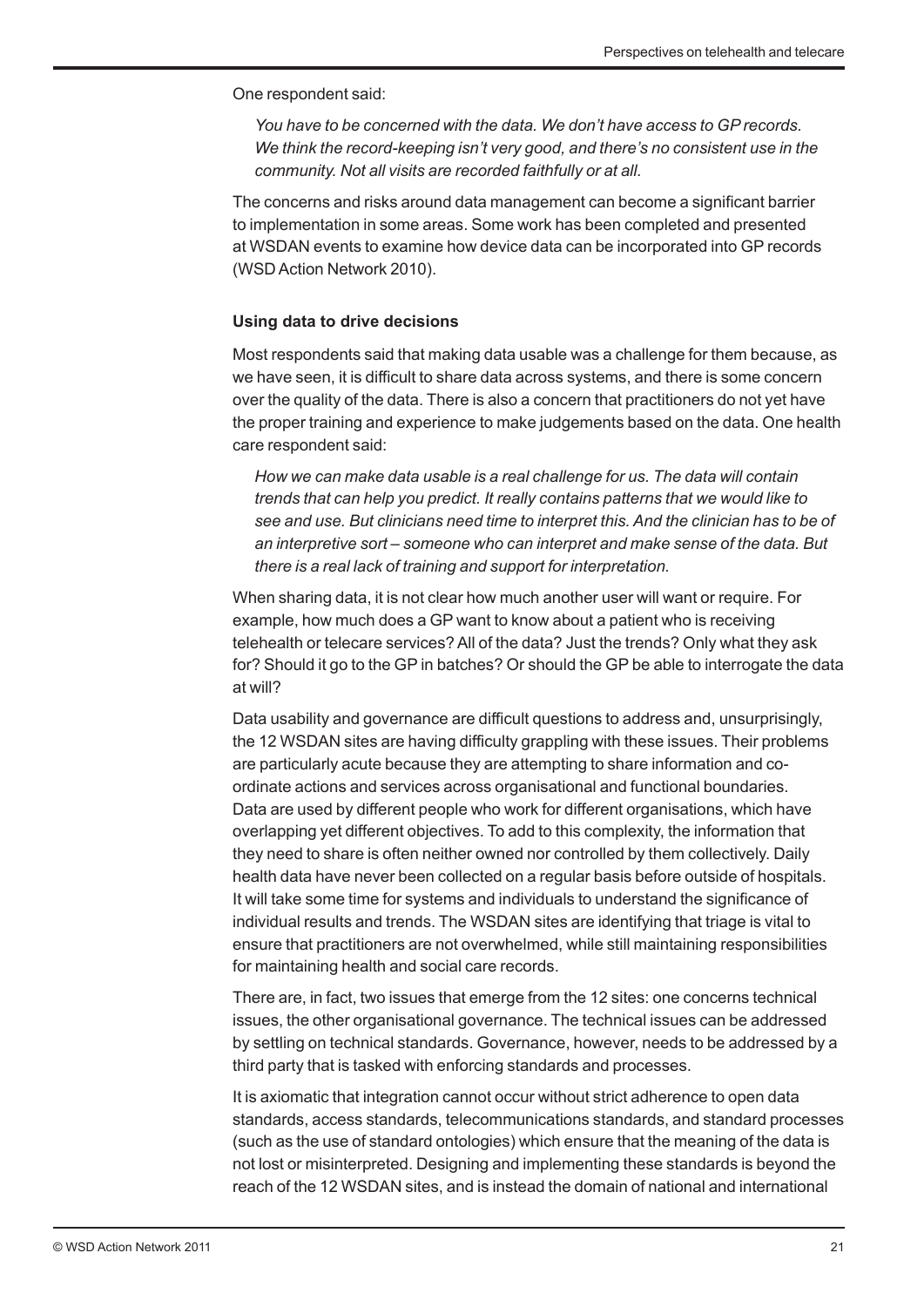One respondent said:

> *You have to be concerned with the data. We don't have access to GP records. We think the record-keeping isn't very good, and there's no consistent use in the community. Not all visits are recorded faithfully or at all.*

The concerns and risks around data management can become a significant barrier to implementation in some areas. Some work has been completed and presented at WSDAN events to examine how device data can be incorporated into GP records (WSD Action Network 2010).

**Using data to drive decisions**

Most respondents said that making data usable was a challenge for them because, as we have seen, it is difficult to share data across systems, and there is some concern over the quality of the data. There is also a concern that practitioners do not yet have the proper training and experience to make judgements based on the data. One health care respondent said:

> *How we can make data usable is a real challenge for us. The data will contain trends that can help you predict. It really contains patterns that we would like to see and use. But clinicians need time to interpret this. And the clinician has to be of an interpretive sort – someone who can interpret and make sense of the data. But there is a real lack of training and support for interpretation.*

When sharing data, it is not clear how much another user will want or require. For example, how much does a GP want to know about a patient who is receiving telehealth or telecare services? All of the data? Just the trends? Only what they ask for? Should it go to the GP in batches? Or should the GP be able to interrogate the data at will?

Data usability and governance are difficult questions to address and, unsurprisingly, the 12 WSDAN sites are having difficulty grappling with these issues. Their problems are particularly acute because they are attempting to share information and co-ordinate actions and services across organisational and functional boundaries. Data are used by different people who work for different organisations, which have overlapping yet different objectives. To add to this complexity, the information that they need to share is often neither owned nor controlled by them collectively. Daily health data have never been collected on a regular basis before outside of hospitals. It will take some time for systems and individuals to understand the significance of individual results and trends. The WSDAN sites are identifying that triage is vital to ensure that practitioners are not overwhelmed, while still maintaining responsibilities for maintaining health and social care records.

There are, in fact, two issues that emerge from the 12 sites: one concerns technical issues, the other organisational governance. The technical issues can be addressed by settling on technical standards. Governance, however, needs to be addressed by a third party that is tasked with enforcing standards and processes.

It is axiomatic that integration cannot occur without strict adherence to open data standards, access standards, telecommunications standards, and standard processes (such as the use of standard ontologies) which ensure that the meaning of the data is not lost or misinterpreted. Designing and implementing these standards is beyond the reach of the 12 WSDAN sites, and is instead the domain of national and international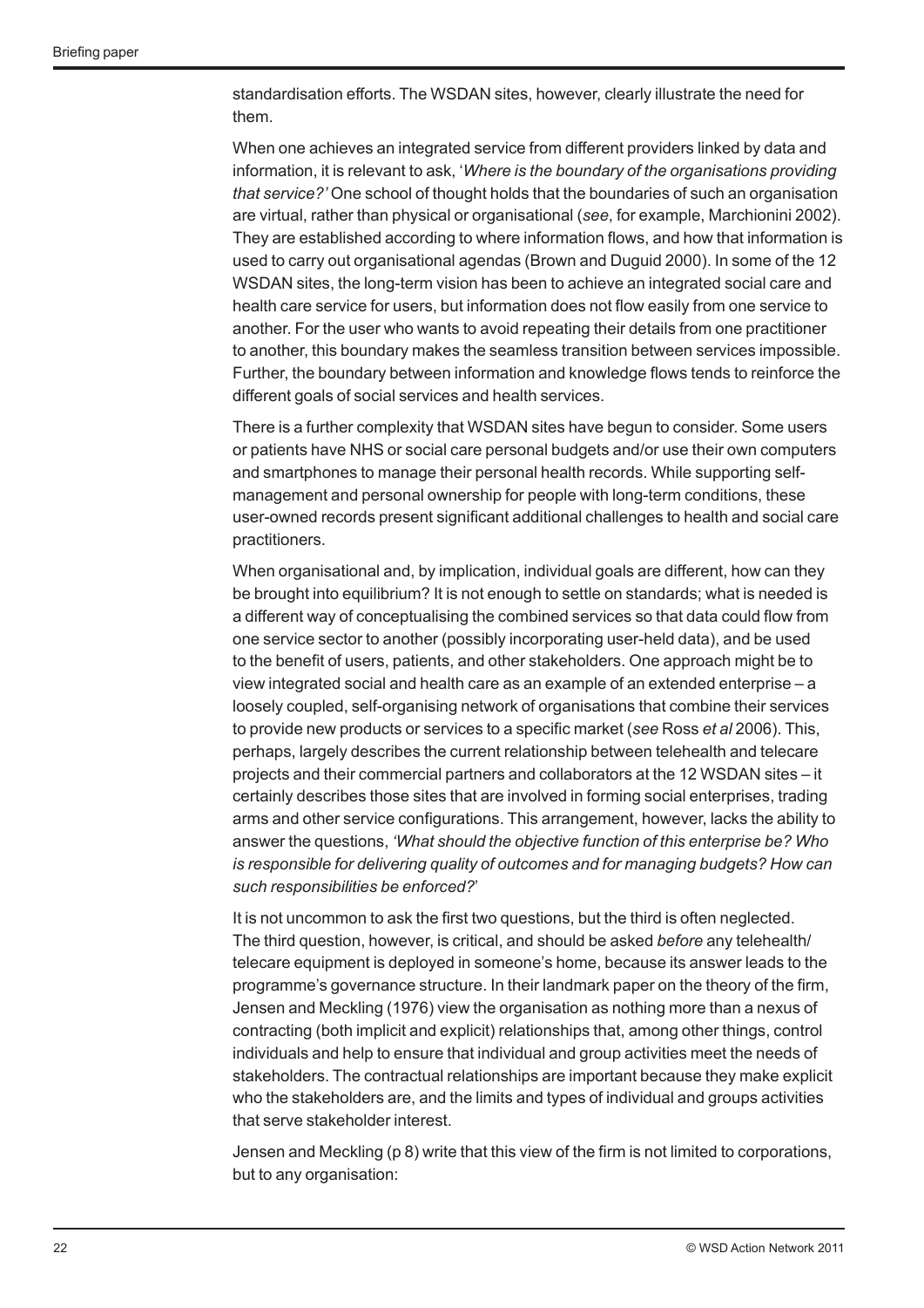standardisation efforts. The WSDAN sites, however, clearly illustrate the need for them.

When one achieves an integrated service from different providers linked by data and information, it is relevant to ask, '*Where is the boundary of the organisations providing that service?'* One school of thought holds that the boundaries of such an organisation are virtual, rather than physical or organisational (*see*, for example, Marchionini 2002). They are established according to where information flows, and how that information is used to carry out organisational agendas (Brown and Duguid 2000). In some of the 12 WSDAN sites, the long-term vision has been to achieve an integrated social care and health care service for users, but information does not flow easily from one service to another. For the user who wants to avoid repeating their details from one practitioner to another, this boundary makes the seamless transition between services impossible. Further, the boundary between information and knowledge flows tends to reinforce the different goals of social services and health services.

There is a further complexity that WSDAN sites have begun to consider. Some users or patients have NHS or social care personal budgets and/or use their own computers and smartphones to manage their personal health records. While supporting self-management and personal ownership for people with long-term conditions, these user-owned records present significant additional challenges to health and social care practitioners.

When organisational and, by implication, individual goals are different, how can they be brought into equilibrium? It is not enough to settle on standards; what is needed is a different way of conceptualising the combined services so that data could flow from one service sector to another (possibly incorporating user-held data), and be used to the benefit of users, patients, and other stakeholders. One approach might be to view integrated social and health care as an example of an extended enterprise – a loosely coupled, self-organising network of organisations that combine their services to provide new products or services to a specific market (*see* Ross *et al* 2006). This, perhaps, largely describes the current relationship between telehealth and telecare projects and their commercial partners and collaborators at the 12 WSDAN sites – it certainly describes those sites that are involved in forming social enterprises, trading arms and other service configurations. This arrangement, however, lacks the ability to answer the questions, *'What should the objective function of this enterprise be? Who is responsible for delivering quality of outcomes and for managing budgets? How can such responsibilities be enforced?*'

It is not uncommon to ask the first two questions, but the third is often neglected. The third question, however, is critical, and should be asked *before* any telehealth/telecare equipment is deployed in someone's home, because its answer leads to the programme's governance structure. In their landmark paper on the theory of the firm, Jensen and Meckling (1976) view the organisation as nothing more than a nexus of contracting (both implicit and explicit) relationships that, among other things, control individuals and help to ensure that individual and group activities meet the needs of stakeholders. The contractual relationships are important because they make explicit who the stakeholders are, and the limits and types of individual and groups activities that serve stakeholder interest.

Jensen and Meckling (p 8) write that this view of the firm is not limited to corporations, but to any organisation: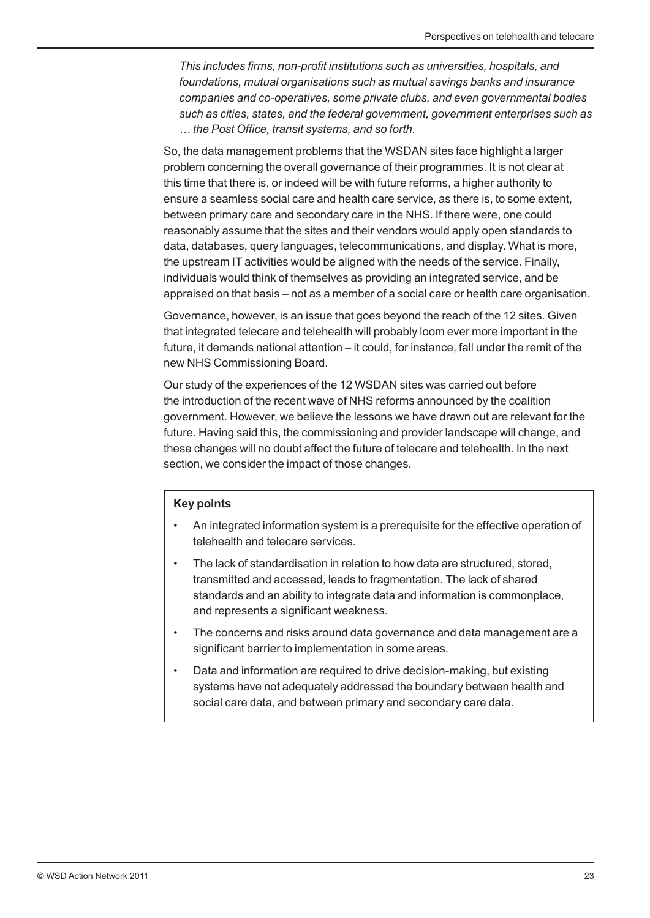*This includes firms, non-profit institutions such as universities, hospitals, and foundations, mutual organisations such as mutual savings banks and insurance companies and co-operatives, some private clubs, and even governmental bodies such as cities, states, and the federal government, government enterprises such as … the Post Office, transit systems, and so forth.*

So, the data management problems that the WSDAN sites face highlight a larger problem concerning the overall governance of their programmes. It is not clear at this time that there is, or indeed will be with future reforms, a higher authority to ensure a seamless social care and health care service, as there is, to some extent, between primary care and secondary care in the NHS. If there were, one could reasonably assume that the sites and their vendors would apply open standards to data, databases, query languages, telecommunications, and display. What is more, the upstream IT activities would be aligned with the needs of the service. Finally, individuals would think of themselves as providing an integrated service, and be appraised on that basis – not as a member of a social care or health care organisation.

Governance, however, is an issue that goes beyond the reach of the 12 sites. Given that integrated telecare and telehealth will probably loom ever more important in the future, it demands national attention – it could, for instance, fall under the remit of the new NHS Commissioning Board.

Our study of the experiences of the 12 WSDAN sites was carried out before the introduction of the recent wave of NHS reforms announced by the coalition government. However, we believe the lessons we have drawn out are relevant for the future. Having said this, the commissioning and provider landscape will change, and these changes will no doubt affect the future of telecare and telehealth. In the next section, we consider the impact of those changes.

**Key points**

- An integrated information system is a prerequisite for the effective operation of telehealth and telecare services.
- The lack of standardisation in relation to how data are structured, stored, transmitted and accessed, leads to fragmentation. The lack of shared standards and an ability to integrate data and information is commonplace, and represents a significant weakness.
- The concerns and risks around data governance and data management are a significant barrier to implementation in some areas.
- Data and information are required to drive decision-making, but existing systems have not adequately addressed the boundary between health and social care data, and between primary and secondary care data.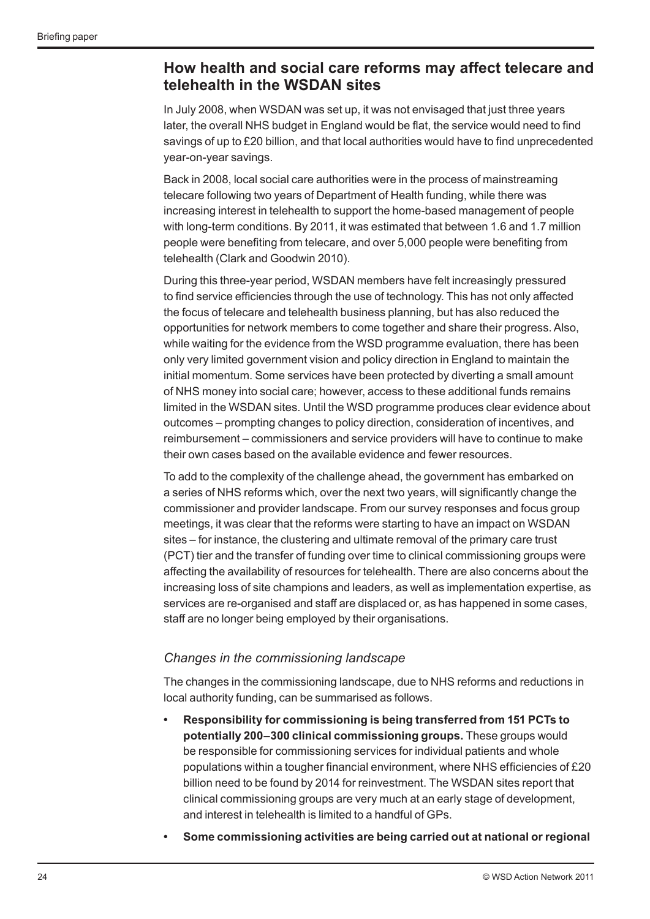## How health and social care reforms may affect telecare and telehealth in the WSDAN sites

In July 2008, when WSDAN was set up, it was not envisaged that just three years later, the overall NHS budget in England would be flat, the service would need to find savings of up to £20 billion, and that local authorities would have to find unprecedented year-on-year savings.

Back in 2008, local social care authorities were in the process of mainstreaming telecare following two years of Department of Health funding, while there was increasing interest in telehealth to support the home-based management of people with long-term conditions. By 2011, it was estimated that between 1.6 and 1.7 million people were benefiting from telecare, and over 5,000 people were benefiting from telehealth (Clark and Goodwin 2010).

During this three-year period, WSDAN members have felt increasingly pressured to find service efficiencies through the use of technology. This has not only affected the focus of telecare and telehealth business planning, but has also reduced the opportunities for network members to come together and share their progress. Also, while waiting for the evidence from the WSD programme evaluation, there has been only very limited government vision and policy direction in England to maintain the initial momentum. Some services have been protected by diverting a small amount of NHS money into social care; however, access to these additional funds remains limited in the WSDAN sites. Until the WSD programme produces clear evidence about outcomes – prompting changes to policy direction, consideration of incentives, and reimbursement – commissioners and service providers will have to continue to make their own cases based on the available evidence and fewer resources.

To add to the complexity of the challenge ahead, the government has embarked on a series of NHS reforms which, over the next two years, will significantly change the commissioner and provider landscape. From our survey responses and focus group meetings, it was clear that the reforms were starting to have an impact on WSDAN sites – for instance, the clustering and ultimate removal of the primary care trust (PCT) tier and the transfer of funding over time to clinical commissioning groups were affecting the availability of resources for telehealth. There are also concerns about the increasing loss of site champions and leaders, as well as implementation expertise, as services are re-organised and staff are displaced or, as has happened in some cases, staff are no longer being employed by their organisations.

### *Changes in the commissioning landscape*

The changes in the commissioning landscape, due to NHS reforms and reductions in local authority funding, can be summarised as follows.

- **Responsibility for commissioning is being transferred from 151 PCTs to potentially 200–300 clinical commissioning groups.** These groups would be responsible for commissioning services for individual patients and whole populations within a tougher financial environment, where NHS efficiencies of £20 billion need to be found by 2014 for reinvestment. The WSDAN sites report that clinical commissioning groups are very much at an early stage of development, and interest in telehealth is limited to a handful of GPs.
- **Some commissioning activities are being carried out at national or regional**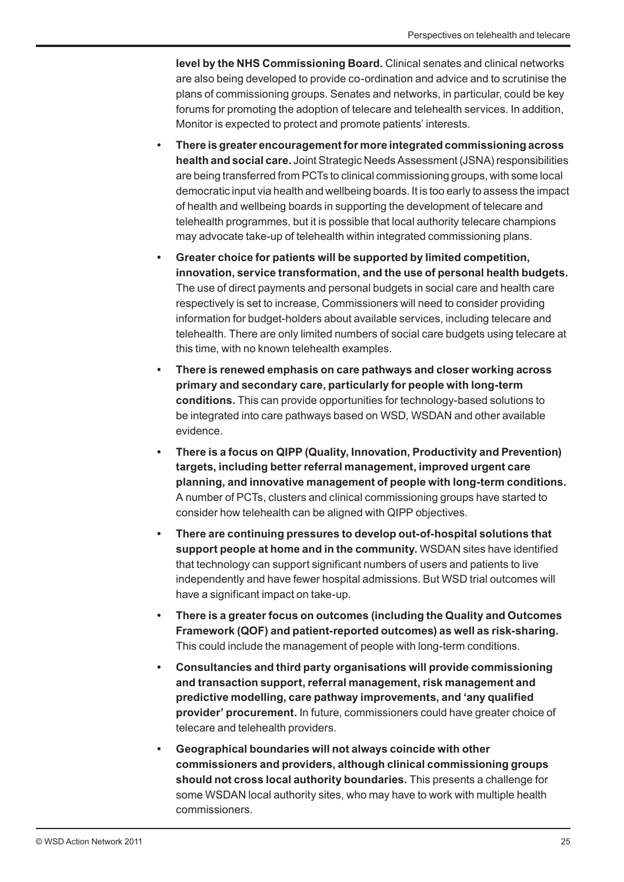**level by the NHS Commissioning Board.** Clinical senates and clinical networks are also being developed to provide co-ordination and advice and to scrutinise the plans of commissioning groups. Senates and networks, in particular, could be key forums for promoting the adoption of telecare and telehealth services. In addition, Monitor is expected to protect and promote patients' interests.

- **There is greater encouragement for more integrated commissioning across health and social care.** Joint Strategic Needs Assessment (JSNA) responsibilities are being transferred from PCTs to clinical commissioning groups, with some local democratic input via health and wellbeing boards. It is too early to assess the impact of health and wellbeing boards in supporting the development of telecare and telehealth programmes, but it is possible that local authority telecare champions may advocate take-up of telehealth within integrated commissioning plans.
- **Greater choice for patients will be supported by limited competition, innovation, service transformation, and the use of personal health budgets.** The use of direct payments and personal budgets in social care and health care respectively is set to increase, Commissioners will need to consider providing information for budget-holders about available services, including telecare and telehealth. There are only limited numbers of social care budgets using telecare at this time, with no known telehealth examples.
- **There is renewed emphasis on care pathways and closer working across primary and secondary care, particularly for people with long-term conditions.** This can provide opportunities for technology-based solutions to be integrated into care pathways based on WSD, WSDAN and other available evidence.
- **There is a focus on QIPP (Quality, Innovation, Productivity and Prevention) targets, including better referral management, improved urgent care planning, and innovative management of people with long-term conditions.** A number of PCTs, clusters and clinical commissioning groups have started to consider how telehealth can be aligned with QIPP objectives.
- **There are continuing pressures to develop out-of-hospital solutions that support people at home and in the community.** WSDAN sites have identified that technology can support significant numbers of users and patients to live independently and have fewer hospital admissions. But WSD trial outcomes will have a significant impact on take-up.
- **There is a greater focus on outcomes (including the Quality and Outcomes Framework (QOF) and patient-reported outcomes) as well as risk-sharing.** This could include the management of people with long-term conditions.
- **Consultancies and third party organisations will provide commissioning and transaction support, referral management, risk management and predictive modelling, care pathway improvements, and 'any qualified provider' procurement.** In future, commissioners could have greater choice of telecare and telehealth providers.
- **Geographical boundaries will not always coincide with other commissioners and providers, although clinical commissioning groups should not cross local authority boundaries.** This presents a challenge for some WSDAN local authority sites, who may have to work with multiple health commissioners.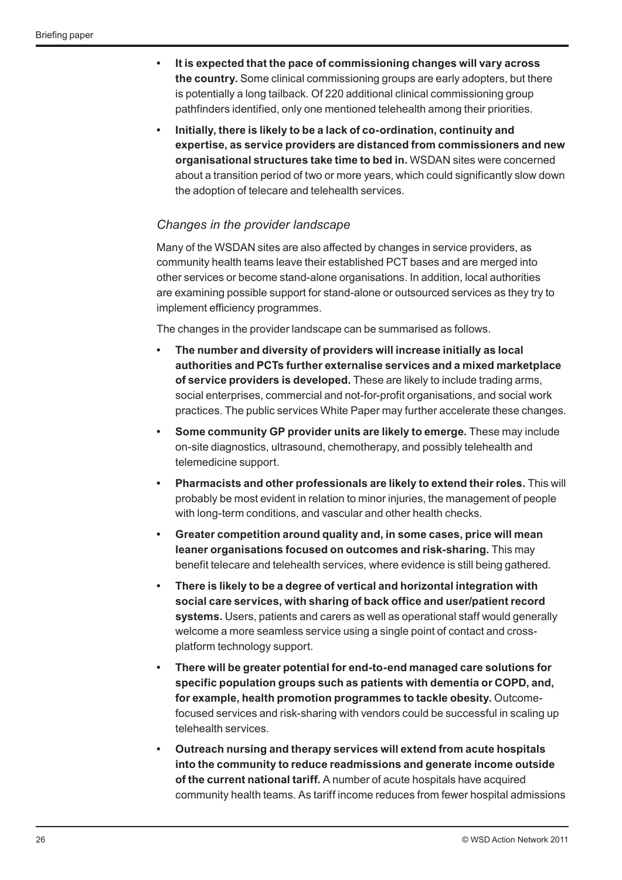- **It is expected that the pace of commissioning changes will vary across the country.** Some clinical commissioning groups are early adopters, but there is potentially a long tailback. Of 220 additional clinical commissioning group pathfinders identified, only one mentioned telehealth among their priorities.
- **Initially, there is likely to be a lack of co-ordination, continuity and expertise, as service providers are distanced from commissioners and new organisational structures take time to bed in.** WSDAN sites were concerned about a transition period of two or more years, which could significantly slow down the adoption of telecare and telehealth services.

### *Changes in the provider landscape*

Many of the WSDAN sites are also affected by changes in service providers, as community health teams leave their established PCT bases and are merged into other services or become stand-alone organisations. In addition, local authorities are examining possible support for stand-alone or outsourced services as they try to implement efficiency programmes.

The changes in the provider landscape can be summarised as follows.

- **The number and diversity of providers will increase initially as local authorities and PCTs further externalise services and a mixed marketplace of service providers is developed.** These are likely to include trading arms, social enterprises, commercial and not-for-profit organisations, and social work practices. The public services White Paper may further accelerate these changes.
- **Some community GP provider units are likely to emerge.** These may include on-site diagnostics, ultrasound, chemotherapy, and possibly telehealth and telemedicine support.
- **Pharmacists and other professionals are likely to extend their roles.** This will probably be most evident in relation to minor injuries, the management of people with long-term conditions, and vascular and other health checks.
- **Greater competition around quality and, in some cases, price will mean leaner organisations focused on outcomes and risk-sharing.** This may benefit telecare and telehealth services, where evidence is still being gathered.
- **There is likely to be a degree of vertical and horizontal integration with social care services, with sharing of back office and user/patient record systems.** Users, patients and carers as well as operational staff would generally welcome a more seamless service using a single point of contact and cross-platform technology support.
- **There will be greater potential for end-to-end managed care solutions for specific population groups such as patients with dementia or COPD, and, for example, health promotion programmes to tackle obesity.** Outcome-focused services and risk-sharing with vendors could be successful in scaling up telehealth services.
- **Outreach nursing and therapy services will extend from acute hospitals into the community to reduce readmissions and generate income outside of the current national tariff.** A number of acute hospitals have acquired community health teams. As tariff income reduces from fewer hospital admissions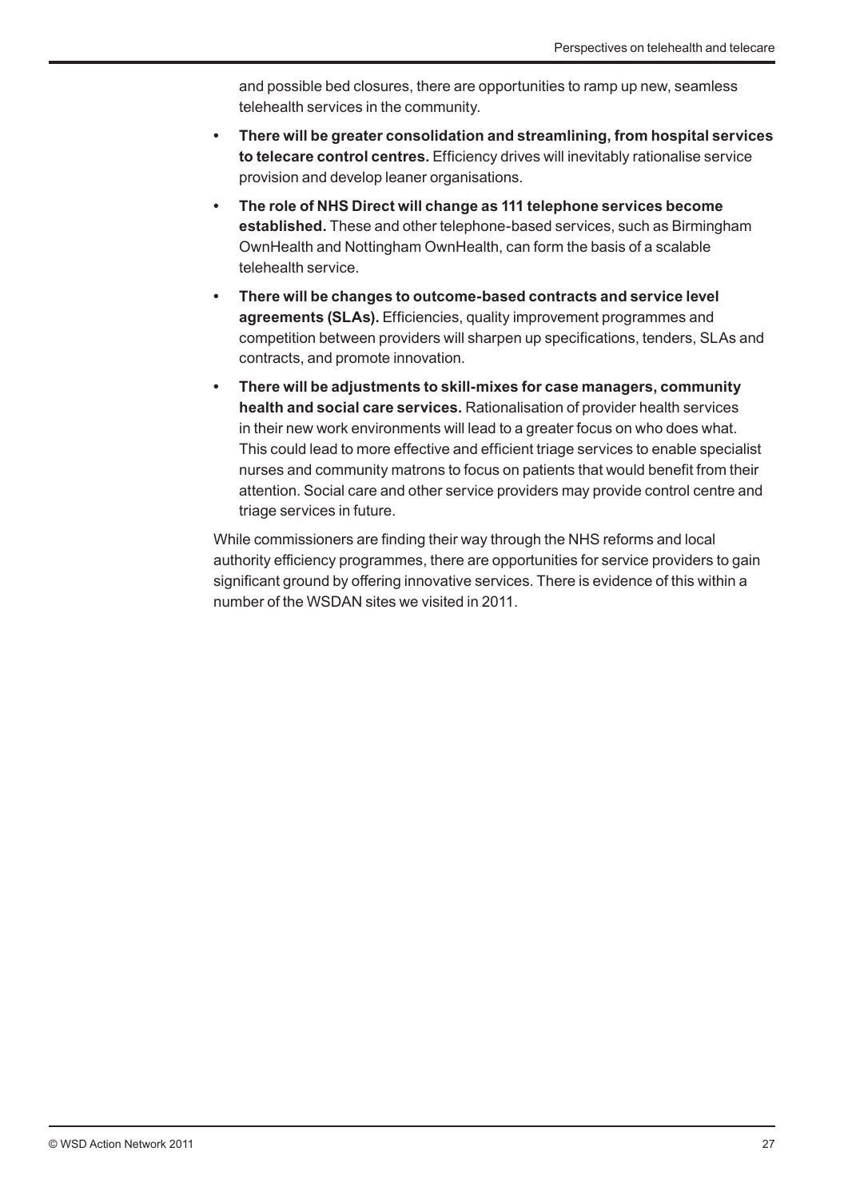and possible bed closures, there are opportunities to ramp up new, seamless telehealth services in the community.

- **There will be greater consolidation and streamlining, from hospital services to telecare control centres.** Efficiency drives will inevitably rationalise service provision and develop leaner organisations.
- **The role of NHS Direct will change as 111 telephone services become established.** These and other telephone-based services, such as Birmingham OwnHealth and Nottingham OwnHealth, can form the basis of a scalable telehealth service.
- **There will be changes to outcome-based contracts and service level agreements (SLAs).** Efficiencies, quality improvement programmes and competition between providers will sharpen up specifications, tenders, SLAs and contracts, and promote innovation.
- **There will be adjustments to skill-mixes for case managers, community health and social care services.** Rationalisation of provider health services in their new work environments will lead to a greater focus on who does what. This could lead to more effective and efficient triage services to enable specialist nurses and community matrons to focus on patients that would benefit from their attention. Social care and other service providers may provide control centre and triage services in future.

While commissioners are finding their way through the NHS reforms and local authority efficiency programmes, there are opportunities for service providers to gain significant ground by offering innovative services. There is evidence of this within a number of the WSDAN sites we visited in 2011.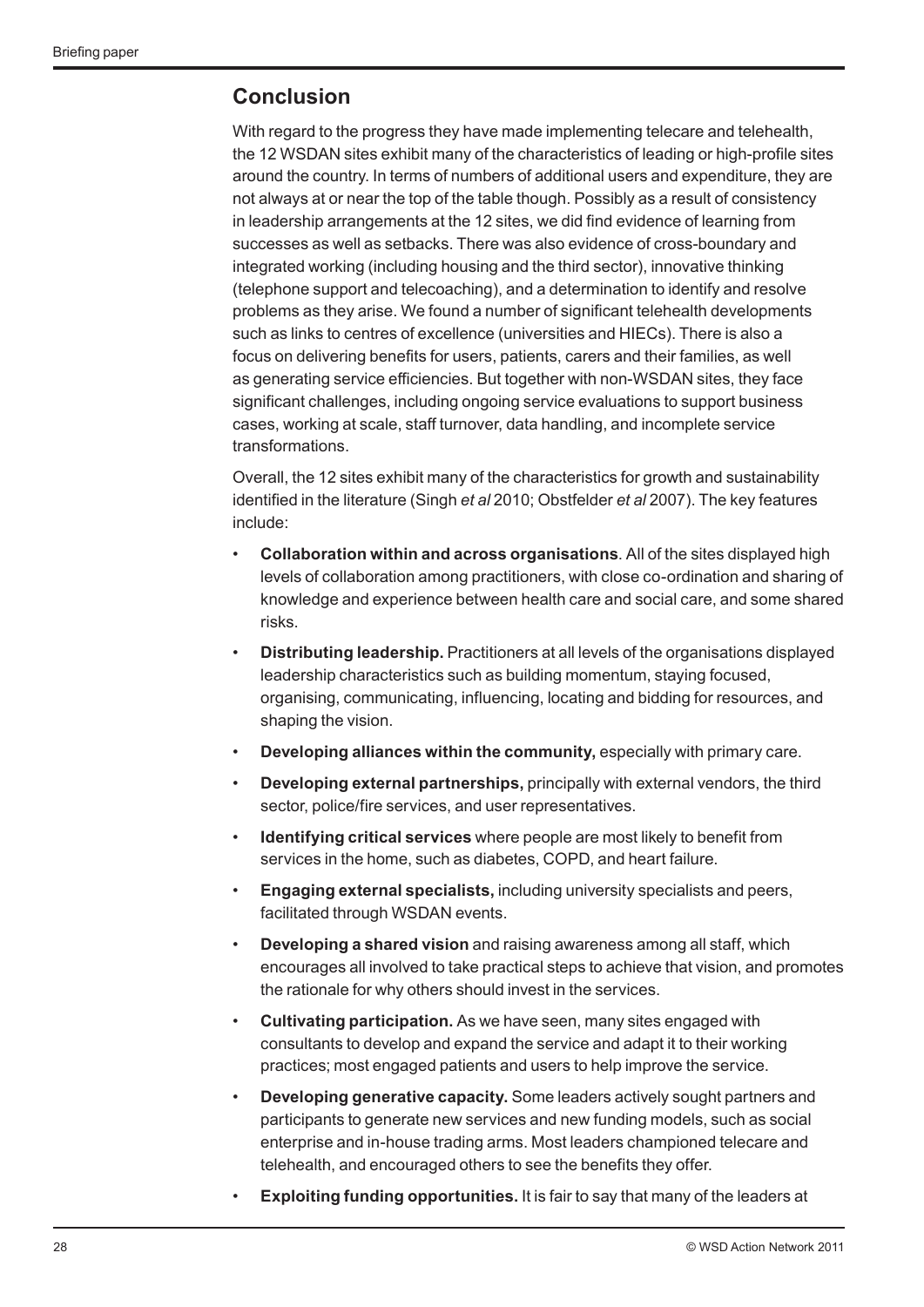## Conclusion

With regard to the progress they have made implementing telecare and telehealth, the 12 WSDAN sites exhibit many of the characteristics of leading or high-profile sites around the country. In terms of numbers of additional users and expenditure, they are not always at or near the top of the table though. Possibly as a result of consistency in leadership arrangements at the 12 sites, we did find evidence of learning from successes as well as setbacks. There was also evidence of cross-boundary and integrated working (including housing and the third sector), innovative thinking (telephone support and telecoaching), and a determination to identify and resolve problems as they arise. We found a number of significant telehealth developments such as links to centres of excellence (universities and HIECs). There is also a focus on delivering benefits for users, patients, carers and their families, as well as generating service efficiencies. But together with non-WSDAN sites, they face significant challenges, including ongoing service evaluations to support business cases, working at scale, staff turnover, data handling, and incomplete service transformations.

Overall, the 12 sites exhibit many of the characteristics for growth and sustainability identified in the literature (Singh *et al* 2010; Obstfelder *et al* 2007). The key features include:

- **Collaboration within and across organisations**. All of the sites displayed high levels of collaboration among practitioners, with close co-ordination and sharing of knowledge and experience between health care and social care, and some shared risks.
- **Distributing leadership.** Practitioners at all levels of the organisations displayed leadership characteristics such as building momentum, staying focused, organising, communicating, influencing, locating and bidding for resources, and shaping the vision.
- **Developing alliances within the community,** especially with primary care.
- **Developing external partnerships,** principally with external vendors, the third sector, police/fire services, and user representatives.
- **Identifying critical services** where people are most likely to benefit from services in the home, such as diabetes, COPD, and heart failure.
- **Engaging external specialists,** including university specialists and peers, facilitated through WSDAN events.
- **Developing a shared vision** and raising awareness among all staff, which encourages all involved to take practical steps to achieve that vision, and promotes the rationale for why others should invest in the services.
- **Cultivating participation.** As we have seen, many sites engaged with consultants to develop and expand the service and adapt it to their working practices; most engaged patients and users to help improve the service.
- **Developing generative capacity.** Some leaders actively sought partners and participants to generate new services and new funding models, such as social enterprise and in-house trading arms. Most leaders championed telecare and telehealth, and encouraged others to see the benefits they offer.
- **Exploiting funding opportunities.** It is fair to say that many of the leaders at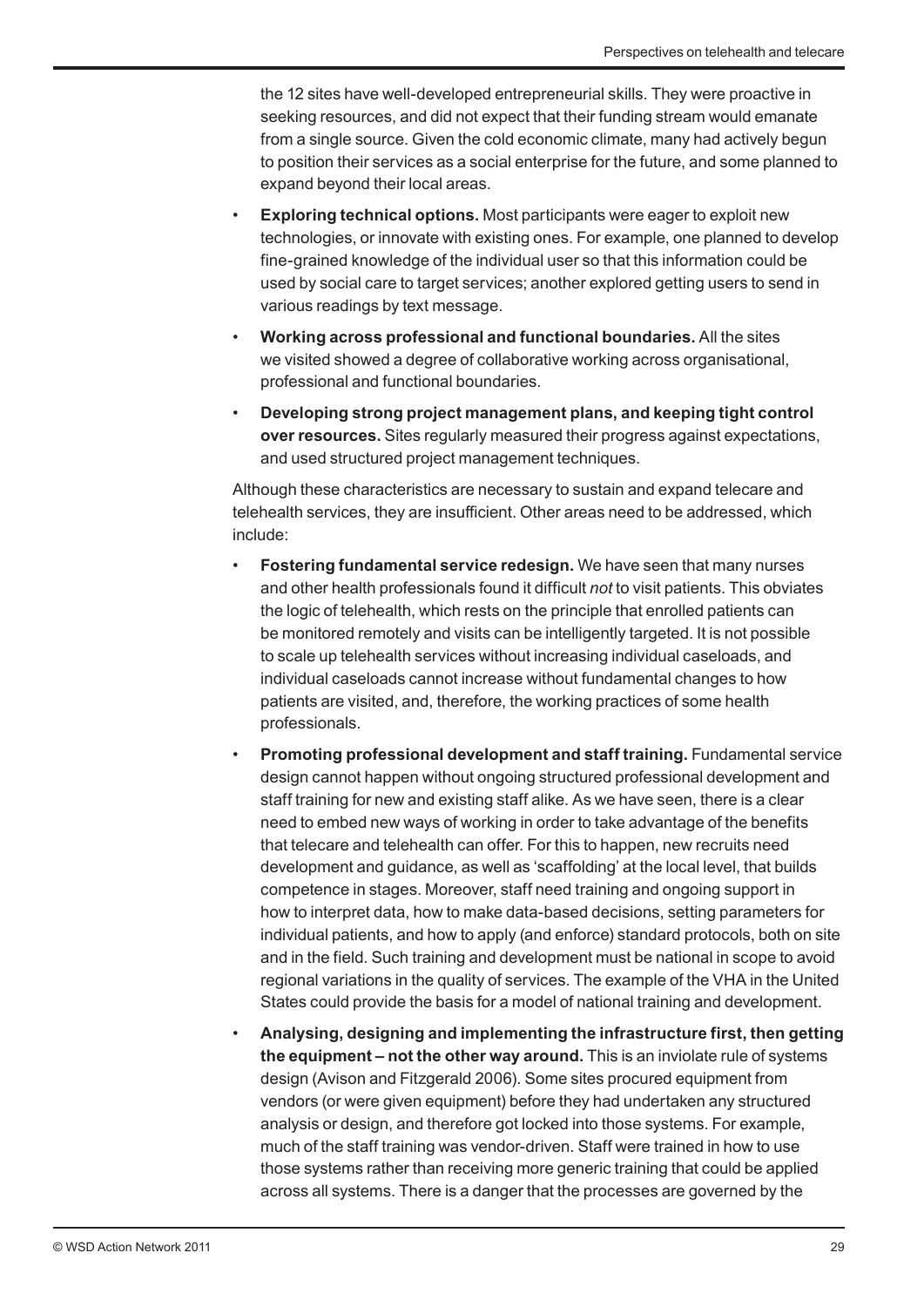the 12 sites have well-developed entrepreneurial skills. They were proactive in seeking resources, and did not expect that their funding stream would emanate from a single source. Given the cold economic climate, many had actively begun to position their services as a social enterprise for the future, and some planned to expand beyond their local areas.

- **Exploring technical options.** Most participants were eager to exploit new technologies, or innovate with existing ones. For example, one planned to develop fine-grained knowledge of the individual user so that this information could be used by social care to target services; another explored getting users to send in various readings by text message.
- **Working across professional and functional boundaries.** All the sites we visited showed a degree of collaborative working across organisational, professional and functional boundaries.
- **Developing strong project management plans, and keeping tight control over resources.** Sites regularly measured their progress against expectations, and used structured project management techniques.

Although these characteristics are necessary to sustain and expand telecare and telehealth services, they are insufficient. Other areas need to be addressed, which include:

- **Fostering fundamental service redesign.** We have seen that many nurses and other health professionals found it difficult *not* to visit patients. This obviates the logic of telehealth, which rests on the principle that enrolled patients can be monitored remotely and visits can be intelligently targeted. It is not possible to scale up telehealth services without increasing individual caseloads, and individual caseloads cannot increase without fundamental changes to how patients are visited, and, therefore, the working practices of some health professionals.
- **Promoting professional development and staff training.** Fundamental service design cannot happen without ongoing structured professional development and staff training for new and existing staff alike. As we have seen, there is a clear need to embed new ways of working in order to take advantage of the benefits that telecare and telehealth can offer. For this to happen, new recruits need development and guidance, as well as 'scaffolding' at the local level, that builds competence in stages. Moreover, staff need training and ongoing support in how to interpret data, how to make data-based decisions, setting parameters for individual patients, and how to apply (and enforce) standard protocols, both on site and in the field. Such training and development must be national in scope to avoid regional variations in the quality of services. The example of the VHA in the United States could provide the basis for a model of national training and development.
- **Analysing, designing and implementing the infrastructure first, then getting the equipment – not the other way around.** This is an inviolate rule of systems design (Avison and Fitzgerald 2006). Some sites procured equipment from vendors (or were given equipment) before they had undertaken any structured analysis or design, and therefore got locked into those systems. For example, much of the staff training was vendor-driven. Staff were trained in how to use those systems rather than receiving more generic training that could be applied across all systems. There is a danger that the processes are governed by the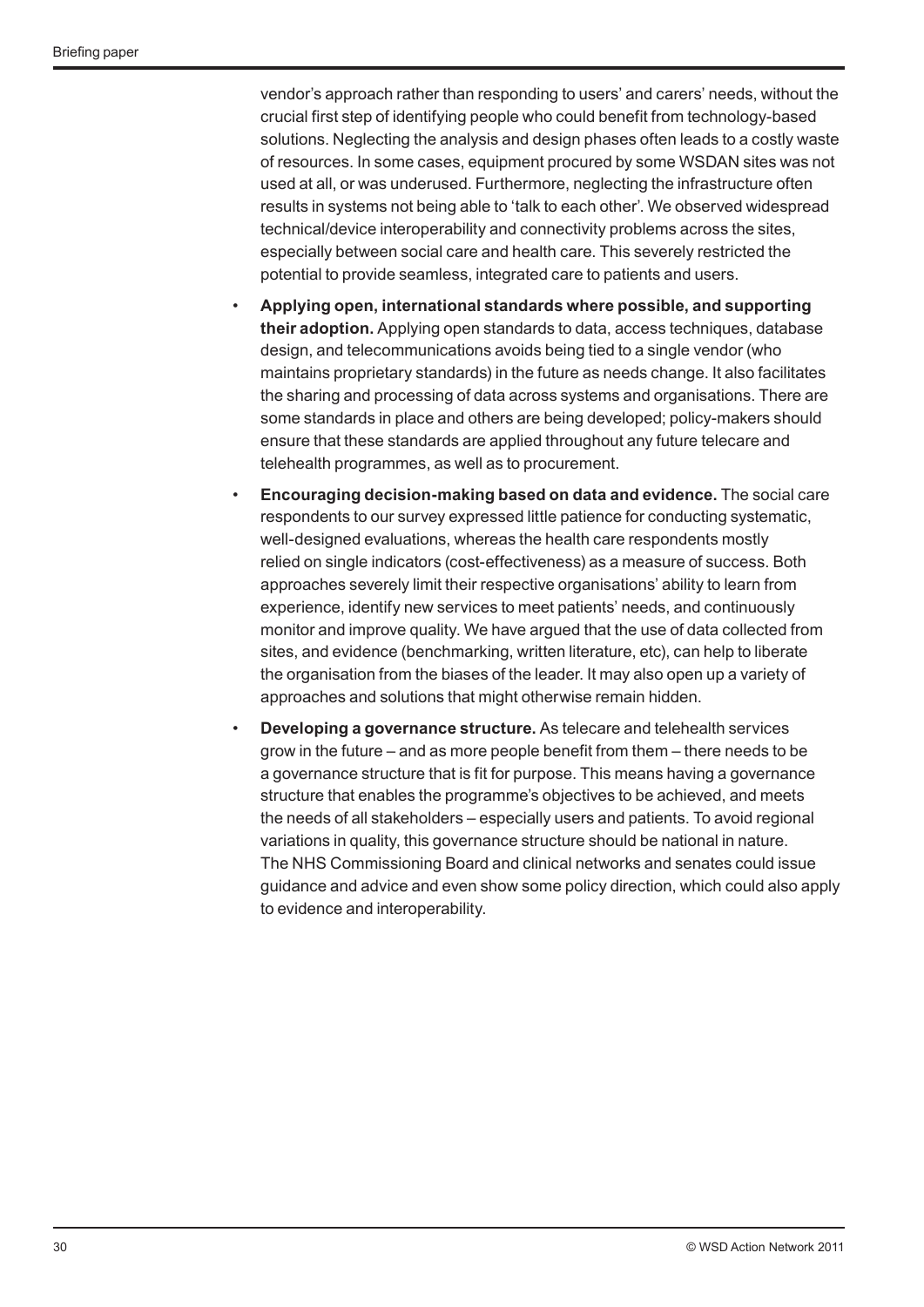vendor's approach rather than responding to users' and carers' needs, without the crucial first step of identifying people who could benefit from technology-based solutions. Neglecting the analysis and design phases often leads to a costly waste of resources. In some cases, equipment procured by some WSDAN sites was not used at all, or was underused. Furthermore, neglecting the infrastructure often results in systems not being able to 'talk to each other'. We observed widespread technical/device interoperability and connectivity problems across the sites, especially between social care and health care. This severely restricted the potential to provide seamless, integrated care to patients and users.

- **Applying open, international standards where possible, and supporting their adoption.** Applying open standards to data, access techniques, database design, and telecommunications avoids being tied to a single vendor (who maintains proprietary standards) in the future as needs change. It also facilitates the sharing and processing of data across systems and organisations. There are some standards in place and others are being developed; policy-makers should ensure that these standards are applied throughout any future telecare and telehealth programmes, as well as to procurement.
- **Encouraging decision-making based on data and evidence.** The social care respondents to our survey expressed little patience for conducting systematic, well-designed evaluations, whereas the health care respondents mostly relied on single indicators (cost-effectiveness) as a measure of success. Both approaches severely limit their respective organisations' ability to learn from experience, identify new services to meet patients' needs, and continuously monitor and improve quality. We have argued that the use of data collected from sites, and evidence (benchmarking, written literature, etc), can help to liberate the organisation from the biases of the leader. It may also open up a variety of approaches and solutions that might otherwise remain hidden.
- **Developing a governance structure.** As telecare and telehealth services grow in the future – and as more people benefit from them – there needs to be a governance structure that is fit for purpose. This means having a governance structure that enables the programme's objectives to be achieved, and meets the needs of all stakeholders – especially users and patients. To avoid regional variations in quality, this governance structure should be national in nature. The NHS Commissioning Board and clinical networks and senates could issue guidance and advice and even show some policy direction, which could also apply to evidence and interoperability.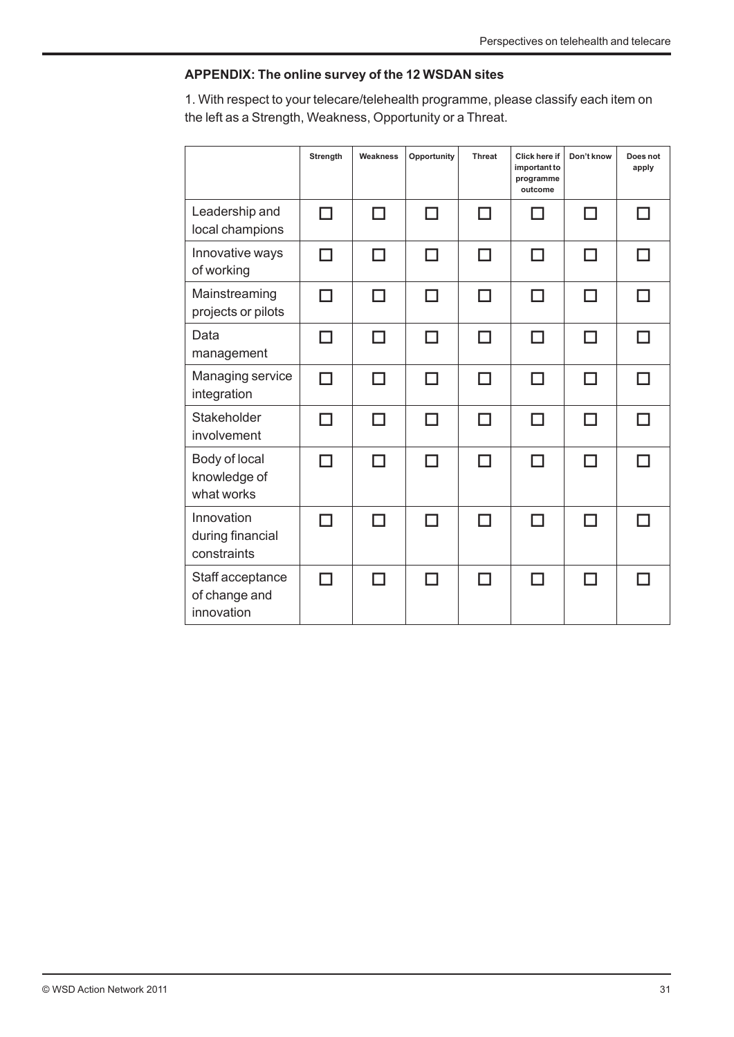## APPENDIX: The online survey of the 12 WSDAN sites

1. With respect to your telecare/telehealth programme, please classify each item on the left as a Strength, Weakness, Opportunity or a Threat.

| | Strength | Weakness | Opportunity | Threat | Click here if important to programme outcome | Don't know | Does not apply |
|---|---|---|---|---|---|---|---|
| Leadership and local champions | ☐ | ☐ | ☐ | ☐ | ☐ | ☐ | ☐ |
| Innovative ways of working | ☐ | ☐ | ☐ | ☐ | ☐ | ☐ | ☐ |
| Mainstreaming projects or pilots | ☐ | ☐ | ☐ | ☐ | ☐ | ☐ | ☐ |
| Data management | ☐ | ☐ | ☐ | ☐ | ☐ | ☐ | ☐ |
| Managing service integration | ☐ | ☐ | ☐ | ☐ | ☐ | ☐ | ☐ |
| Stakeholder involvement | ☐ | ☐ | ☐ | ☐ | ☐ | ☐ | ☐ |
| Body of local knowledge of what works | ☐ | ☐ | ☐ | ☐ | ☐ | ☐ | ☐ |
| Innovation during financial constraints | ☐ | ☐ | ☐ | ☐ | ☐ | ☐ | ☐ |
| Staff acceptance of change and innovation | ☐ | ☐ | ☐ | ☐ | ☐ | ☐ | ☐ |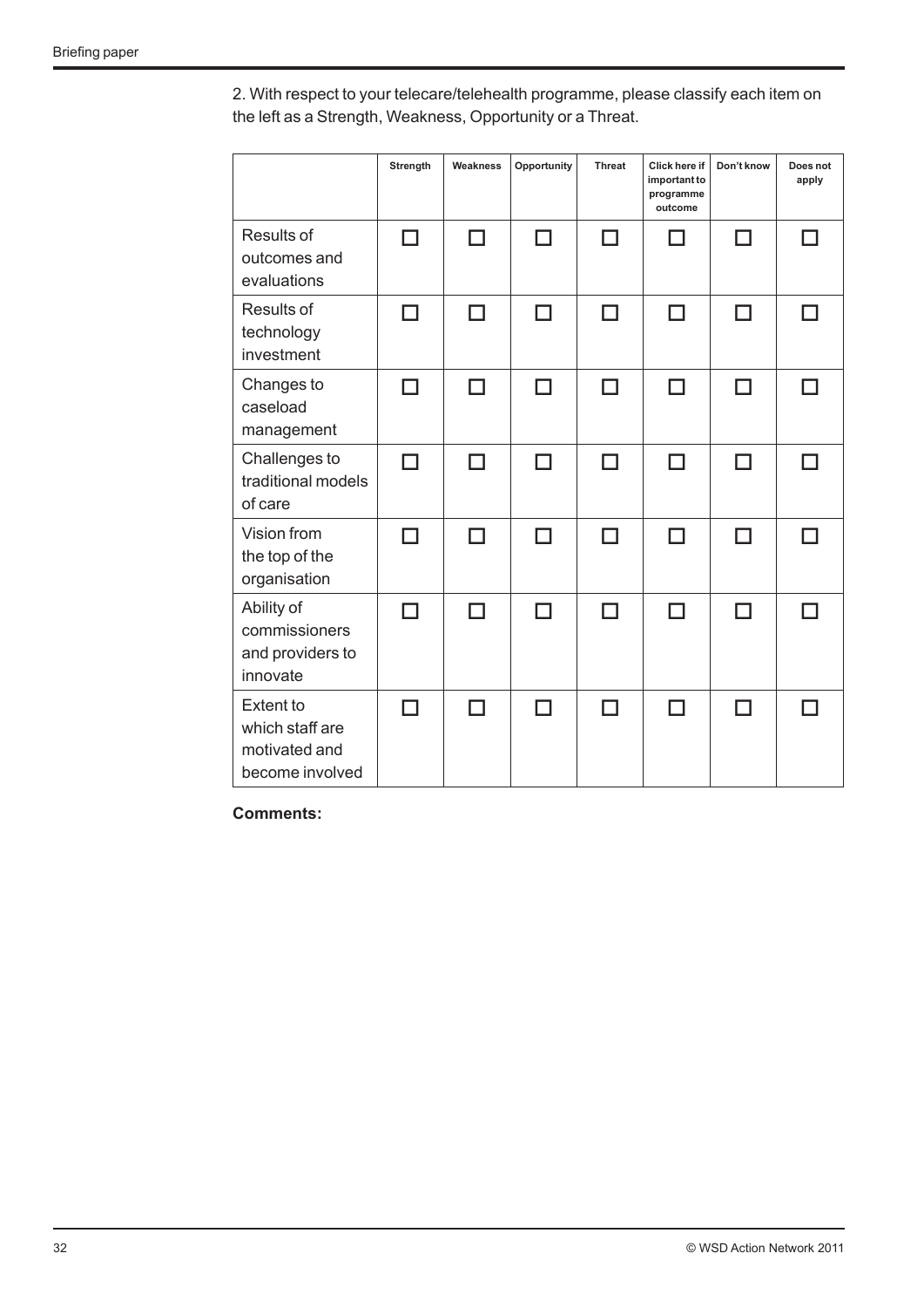2. With respect to your telecare/telehealth programme, please classify each item on the left as a Strength, Weakness, Opportunity or a Threat.

| | Strength | Weakness | Opportunity | Threat | Click here if important to programme outcome | Don't know | Does not apply |
|---|---|---|---|---|---|---|---|
| Results of outcomes and evaluations | ☐ | ☐ | ☐ | ☐ | ☐ | ☐ | ☐ |
| Results of technology investment | ☐ | ☐ | ☐ | ☐ | ☐ | ☐ | ☐ |
| Changes to caseload management | ☐ | ☐ | ☐ | ☐ | ☐ | ☐ | ☐ |
| Challenges to traditional models of care | ☐ | ☐ | ☐ | ☐ | ☐ | ☐ | ☐ |
| Vision from the top of the organisation | ☐ | ☐ | ☐ | ☐ | ☐ | ☐ | ☐ |
| Ability of commissioners and providers to innovate | ☐ | ☐ | ☐ | ☐ | ☐ | ☐ | ☐ |
| Extent to which staff are motivated and become involved | ☐ | ☐ | ☐ | ☐ | ☐ | ☐ | ☐ |

**Comments:**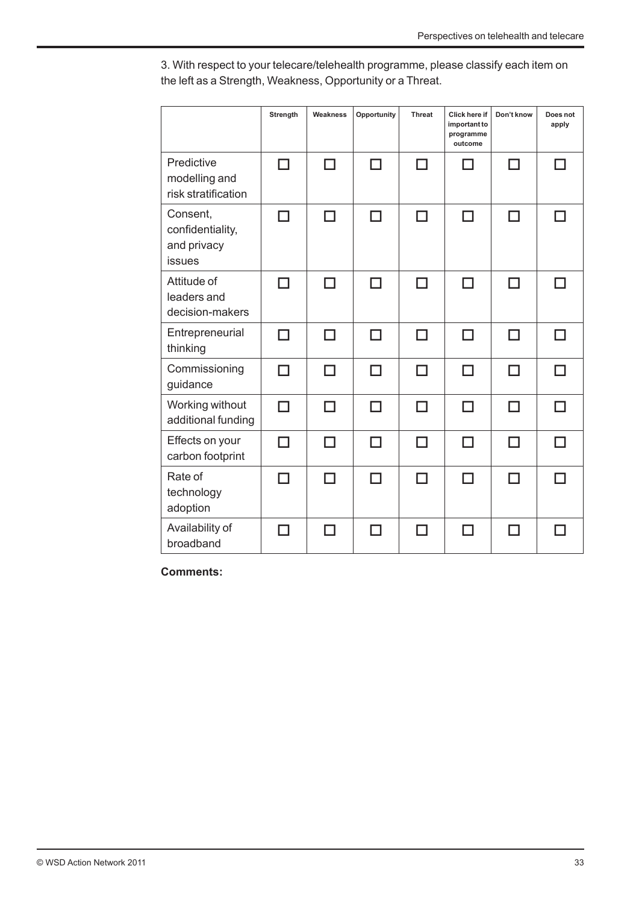3. With respect to your telecare/telehealth programme, please classify each item on the left as a Strength, Weakness, Opportunity or a Threat.

| | Strength | Weakness | Opportunity | Threat | Click here if important to programme outcome | Don't know | Does not apply |
|---|---|---|---|---|---|---|---|
| Predictive modelling and risk stratification | ☐ | ☐ | ☐ | ☐ | ☐ | ☐ | ☐ |
| Consent, confidentiality, and privacy issues | ☐ | ☐ | ☐ | ☐ | ☐ | ☐ | ☐ |
| Attitude of leaders and decision-makers | ☐ | ☐ | ☐ | ☐ | ☐ | ☐ | ☐ |
| Entrepreneurial thinking | ☐ | ☐ | ☐ | ☐ | ☐ | ☐ | ☐ |
| Commissioning guidance | ☐ | ☐ | ☐ | ☐ | ☐ | ☐ | ☐ |
| Working without additional funding | ☐ | ☐ | ☐ | ☐ | ☐ | ☐ | ☐ |
| Effects on your carbon footprint | ☐ | ☐ | ☐ | ☐ | ☐ | ☐ | ☐ |
| Rate of technology adoption | ☐ | ☐ | ☐ | ☐ | ☐ | ☐ | ☐ |
| Availability of broadband | ☐ | ☐ | ☐ | ☐ | ☐ | ☐ | ☐ |

**Comments:**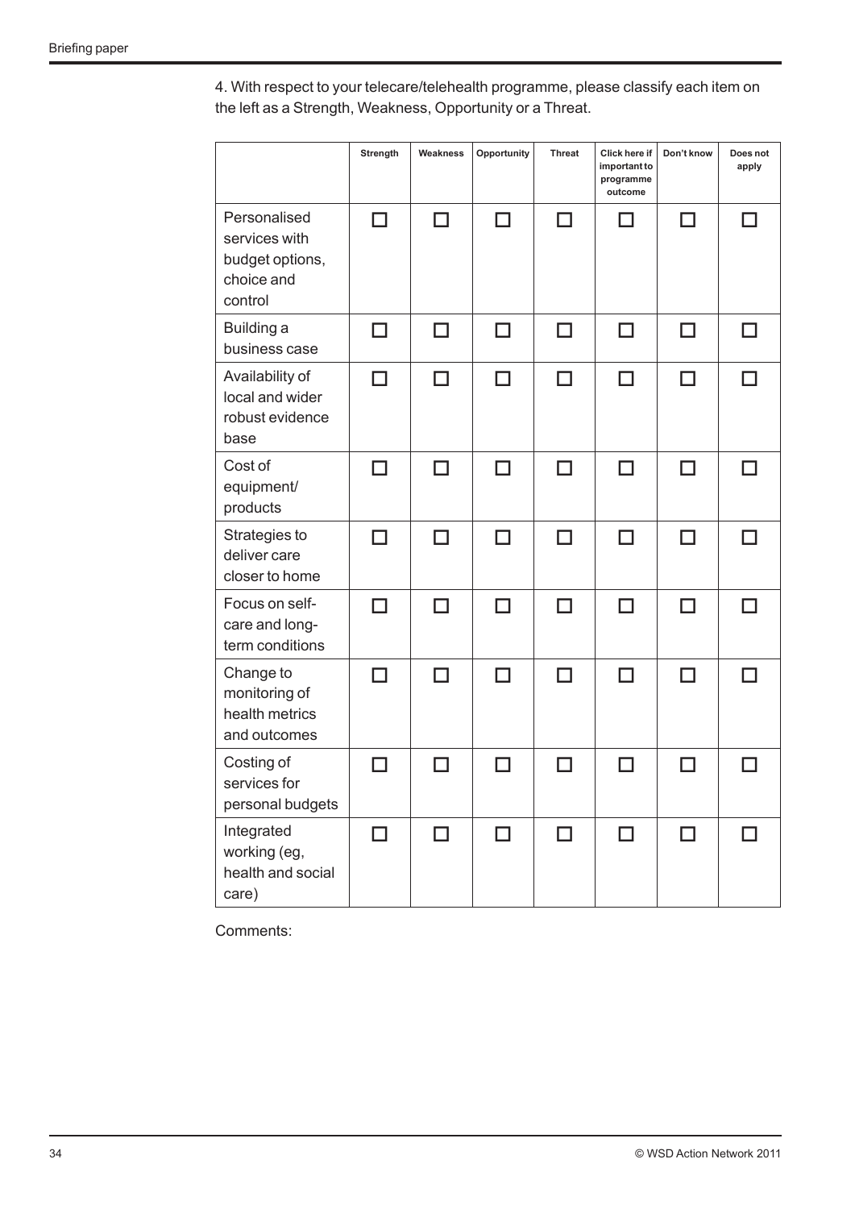4. With respect to your telecare/telehealth programme, please classify each item on the left as a Strength, Weakness, Opportunity or a Threat.

| | Strength | Weakness | Opportunity | Threat | Click here if important to programme outcome | Don't know | Does not apply |
|---|---|---|---|---|---|---|---|
| Personalised services with budget options, choice and control | ☐ | ☐ | ☐ | ☐ | ☐ | ☐ | ☐ |
| Building a business case | ☐ | ☐ | ☐ | ☐ | ☐ | ☐ | ☐ |
| Availability of local and wider robust evidence base | ☐ | ☐ | ☐ | ☐ | ☐ | ☐ | ☐ |
| Cost of equipment/ products | ☐ | ☐ | ☐ | ☐ | ☐ | ☐ | ☐ |
| Strategies to deliver care closer to home | ☐ | ☐ | ☐ | ☐ | ☐ | ☐ | ☐ |
| Focus on self-care and long-term conditions | ☐ | ☐ | ☐ | ☐ | ☐ | ☐ | ☐ |
| Change to monitoring of health metrics and outcomes | ☐ | ☐ | ☐ | ☐ | ☐ | ☐ | ☐ |
| Costing of services for personal budgets | ☐ | ☐ | ☐ | ☐ | ☐ | ☐ | ☐ |
| Integrated working (eg, health and social care) | ☐ | ☐ | ☐ | ☐ | ☐ | ☐ | ☐ |

Comments: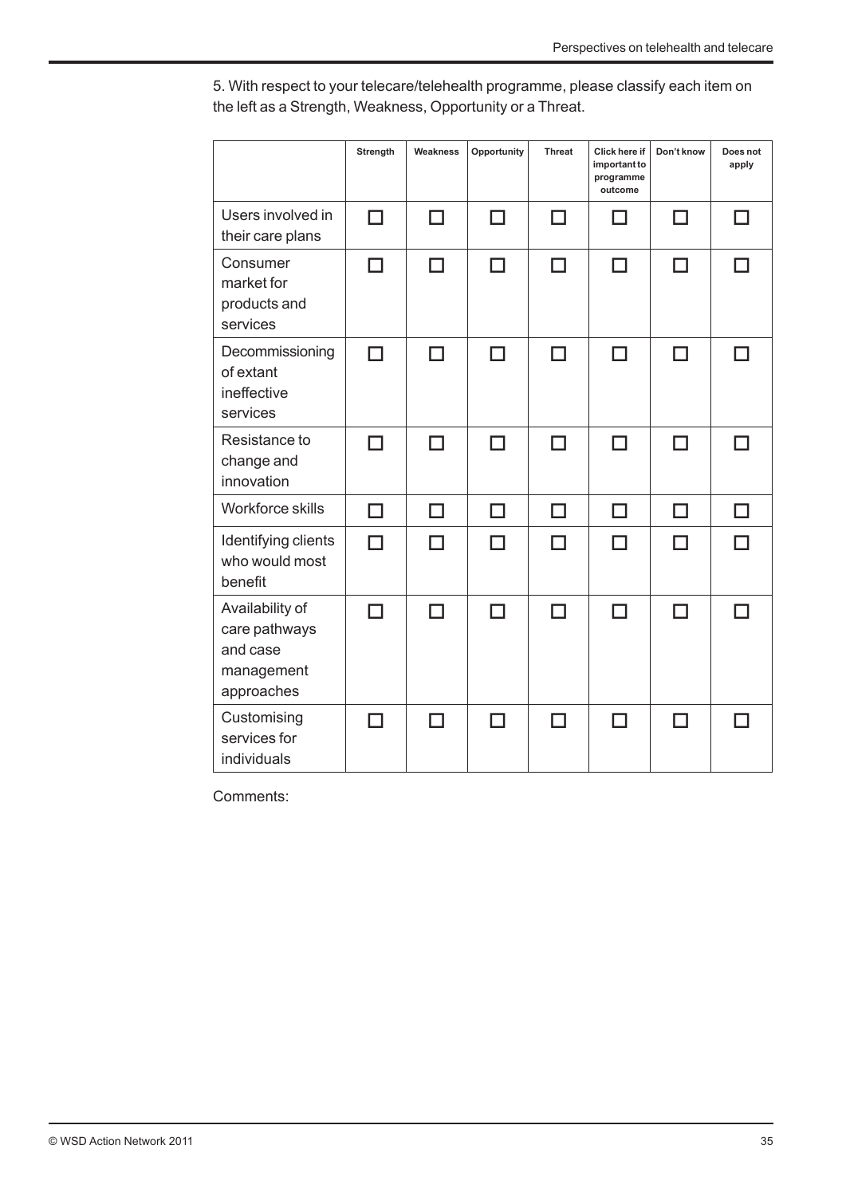5. With respect to your telecare/telehealth programme, please classify each item on the left as a Strength, Weakness, Opportunity or a Threat.

| | Strength | Weakness | Opportunity | Threat | Click here if important to programme outcome | Don't know | Does not apply |
|---|---|---|---|---|---|---|---|
| Users involved in their care plans | ☐ | ☐ | ☐ | ☐ | ☐ | ☐ | ☐ |
| Consumer market for products and services | ☐ | ☐ | ☐ | ☐ | ☐ | ☐ | ☐ |
| Decommissioning of extant ineffective services | ☐ | ☐ | ☐ | ☐ | ☐ | ☐ | ☐ |
| Resistance to change and innovation | ☐ | ☐ | ☐ | ☐ | ☐ | ☐ | ☐ |
| Workforce skills | ☐ | ☐ | ☐ | ☐ | ☐ | ☐ | ☐ |
| Identifying clients who would most benefit | ☐ | ☐ | ☐ | ☐ | ☐ | ☐ | ☐ |
| Availability of care pathways and case management approaches | ☐ | ☐ | ☐ | ☐ | ☐ | ☐ | ☐ |
| Customising services for individuals | ☐ | ☐ | ☐ | ☐ | ☐ | ☐ | ☐ |

Comments: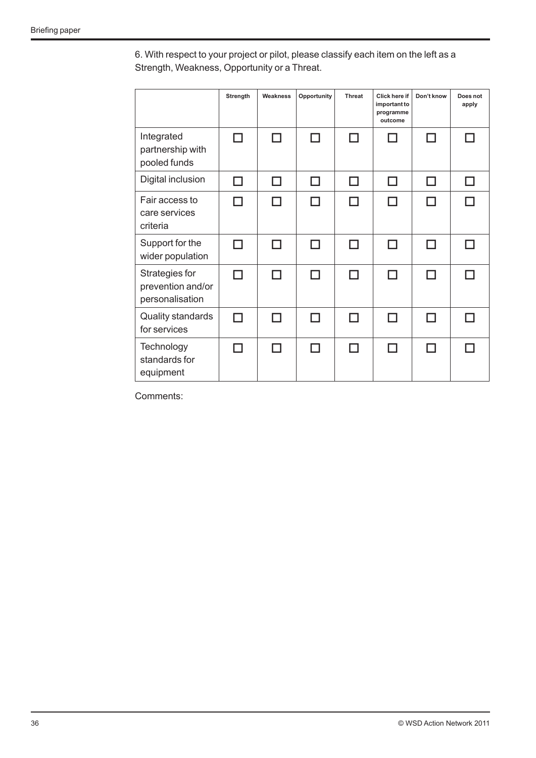6. With respect to your project or pilot, please classify each item on the left as a Strength, Weakness, Opportunity or a Threat.

| | Strength | Weakness | Opportunity | Threat | Click here if important to programme outcome | Don't know | Does not apply |
|---|---|---|---|---|---|---|---|
| Integrated partnership with pooled funds | ☐ | ☐ | ☐ | ☐ | ☐ | ☐ | ☐ |
| Digital inclusion | ☐ | ☐ | ☐ | ☐ | ☐ | ☐ | ☐ |
| Fair access to care services criteria | ☐ | ☐ | ☐ | ☐ | ☐ | ☐ | ☐ |
| Support for the wider population | ☐ | ☐ | ☐ | ☐ | ☐ | ☐ | ☐ |
| Strategies for prevention and/or personalisation | ☐ | ☐ | ☐ | ☐ | ☐ | ☐ | ☐ |
| Quality standards for services | ☐ | ☐ | ☐ | ☐ | ☐ | ☐ | ☐ |
| Technology standards for equipment | ☐ | ☐ | ☐ | ☐ | ☐ | ☐ | ☐ |

Comments: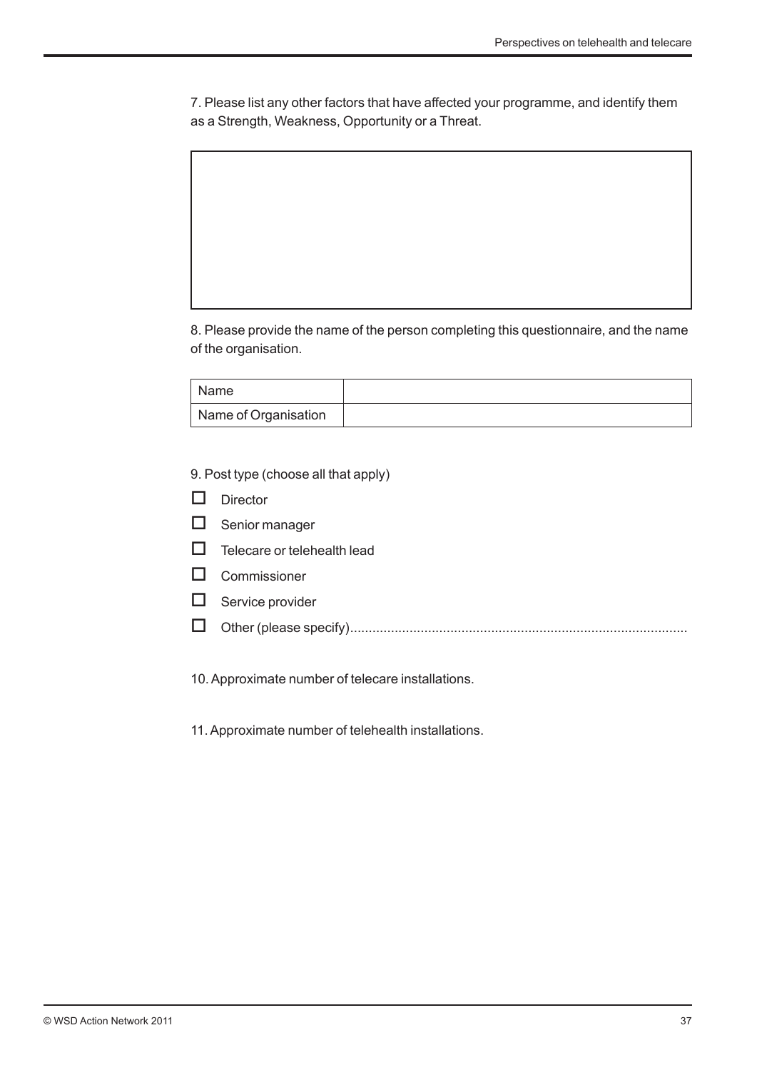7. Please list any other factors that have affected your programme, and identify them as a Strength, Weakness, Opportunity or a Threat.

| |
|---|
| |

8. Please provide the name of the person completing this questionnaire, and the name of the organisation.

| Name | |
|---|---|
| Name of Organisation | |

9. Post type (choose all that apply)

- ☐ Director
- ☐ Senior manager
- ☐ Telecare or telehealth lead
- ☐ Commissioner
- ☐ Service provider
- ☐ Other (please specify)..........................................................................................

10. Approximate number of telecare installations.

11. Approximate number of telehealth installations.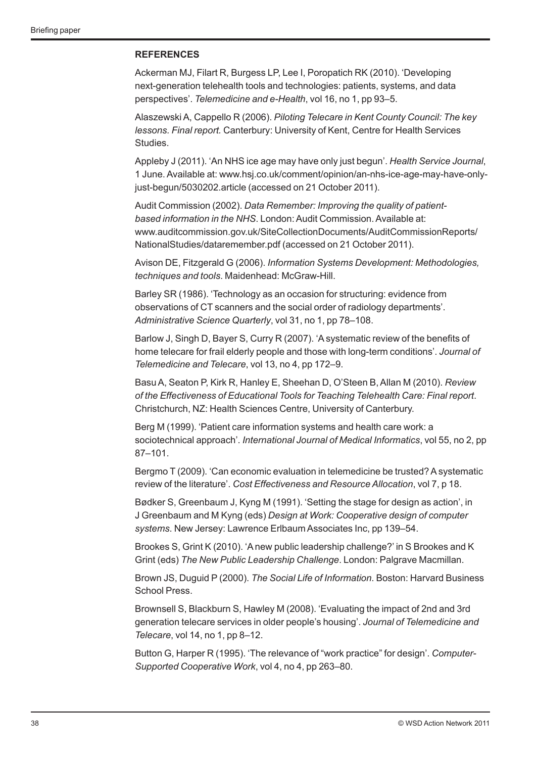**REFERENCES**

Ackerman MJ, Filart R, Burgess LP, Lee I, Poropatich RK (2010). 'Developing next-generation telehealth tools and technologies: patients, systems, and data perspectives'. *Telemedicine and e-Health*, vol 16, no 1, pp 93–5.

Alaszewski A, Cappello R (2006). *Piloting Telecare in Kent County Council: The key lessons. Final report.* Canterbury: University of Kent, Centre for Health Services Studies.

Appleby J (2011). 'An NHS ice age may have only just begun'. *Health Service Journal*, 1 June. Available at: www.hsj.co.uk/comment/opinion/an-nhs-ice-age-may-have-only-just-begun/5030202.article (accessed on 21 October 2011).

Audit Commission (2002). *Data Remember: Improving the quality of patient-based information in the NHS*. London: Audit Commission. Available at: www.auditcommission.gov.uk/SiteCollectionDocuments/AuditCommissionReports/NationalStudies/dataremember.pdf (accessed on 21 October 2011).

Avison DE, Fitzgerald G (2006). *Information Systems Development: Methodologies, techniques and tools*. Maidenhead: McGraw-Hill.

Barley SR (1986). 'Technology as an occasion for structuring: evidence from observations of CT scanners and the social order of radiology departments'. *Administrative Science Quarterly*, vol 31, no 1, pp 78–108.

Barlow J, Singh D, Bayer S, Curry R (2007). 'A systematic review of the benefits of home telecare for frail elderly people and those with long-term conditions'. *Journal of Telemedicine and Telecare*, vol 13, no 4, pp 172–9.

Basu A, Seaton P, Kirk R, Hanley E, Sheehan D, O'Steen B, Allan M (2010). *Review of the Effectiveness of Educational Tools for Teaching Telehealth Care: Final report*. Christchurch, NZ: Health Sciences Centre, University of Canterbury.

Berg M (1999). 'Patient care information systems and health care work: a sociotechnical approach'. *International Journal of Medical Informatics*, vol 55, no 2, pp 87–101.

Bergmo T (2009). 'Can economic evaluation in telemedicine be trusted? A systematic review of the literature'. *Cost Effectiveness and Resource Allocation*, vol 7, p 18.

Bødker S, Greenbaum J, Kyng M (1991). 'Setting the stage for design as action', in J Greenbaum and M Kyng (eds) *Design at Work: Cooperative design of computer systems*. New Jersey: Lawrence Erlbaum Associates Inc, pp 139–54.

Brookes S, Grint K (2010). 'A new public leadership challenge?' in S Brookes and K Grint (eds) *The New Public Leadership Challenge*. London: Palgrave Macmillan.

Brown JS, Duguid P (2000). *The Social Life of Information*. Boston: Harvard Business School Press.

Brownsell S, Blackburn S, Hawley M (2008). 'Evaluating the impact of 2nd and 3rd generation telecare services in older people's housing'. *Journal of Telemedicine and Telecare*, vol 14, no 1, pp 8–12.

Button G, Harper R (1995). 'The relevance of "work practice" for design'. *Computer-Supported Cooperative Work*, vol 4, no 4, pp 263–80.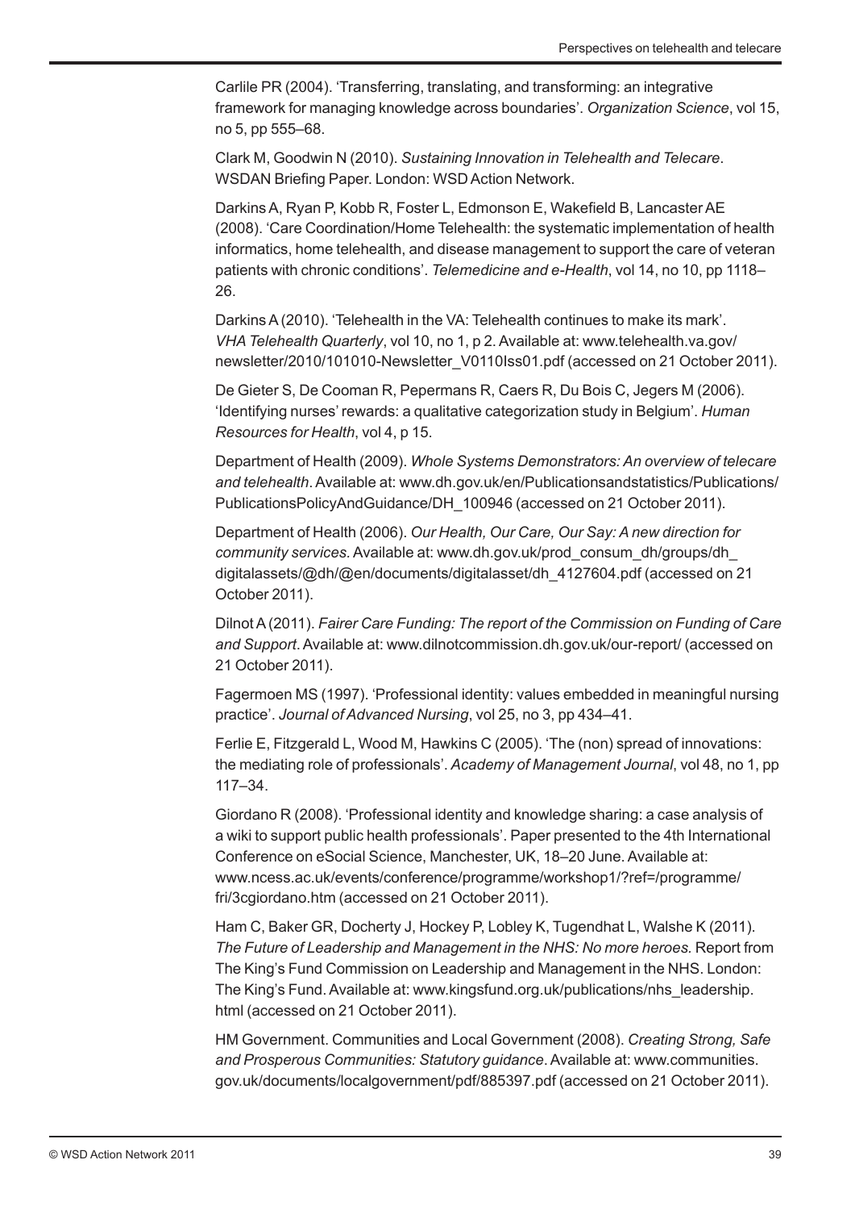Carlile PR (2004). 'Transferring, translating, and transforming: an integrative framework for managing knowledge across boundaries'. *Organization Science*, vol 15, no 5, pp 555–68.

Clark M, Goodwin N (2010). *Sustaining Innovation in Telehealth and Telecare*. WSDAN Briefing Paper. London: WSD Action Network.

Darkins A, Ryan P, Kobb R, Foster L, Edmonson E, Wakefield B, Lancaster AE (2008). 'Care Coordination/Home Telehealth: the systematic implementation of health informatics, home telehealth, and disease management to support the care of veteran patients with chronic conditions'. *Telemedicine and e-Health*, vol 14, no 10, pp 1118–26.

Darkins A (2010). 'Telehealth in the VA: Telehealth continues to make its mark'. *VHA Telehealth Quarterly*, vol 10, no 1, p 2. Available at: www.telehealth.va.gov/newsletter/2010/101010-Newsletter_V0110Iss01.pdf (accessed on 21 October 2011).

De Gieter S, De Cooman R, Pepermans R, Caers R, Du Bois C, Jegers M (2006). 'Identifying nurses' rewards: a qualitative categorization study in Belgium'. *Human Resources for Health*, vol 4, p 15.

Department of Health (2009). *Whole Systems Demonstrators: An overview of telecare and telehealth*. Available at: www.dh.gov.uk/en/Publicationsandstatistics/Publications/PublicationsPolicyAndGuidance/DH_100946 (accessed on 21 October 2011).

Department of Health (2006). *Our Health, Our Care, Our Say: A new direction for community services*. Available at: www.dh.gov.uk/prod_consum_dh/groups/dh_digitalassets/@dh/@en/documents/digitalasset/dh_4127604.pdf (accessed on 21 October 2011).

Dilnot A (2011). *Fairer Care Funding: The report of the Commission on Funding of Care and Support*. Available at: www.dilnotcommission.dh.gov.uk/our-report/ (accessed on 21 October 2011).

Fagermoen MS (1997). 'Professional identity: values embedded in meaningful nursing practice'. *Journal of Advanced Nursing*, vol 25, no 3, pp 434–41.

Ferlie E, Fitzgerald L, Wood M, Hawkins C (2005). 'The (non) spread of innovations: the mediating role of professionals'. *Academy of Management Journal*, vol 48, no 1, pp 117–34.

Giordano R (2008). 'Professional identity and knowledge sharing: a case analysis of a wiki to support public health professionals'. Paper presented to the 4th International Conference on eSocial Science, Manchester, UK, 18–20 June. Available at: www.ncess.ac.uk/events/conference/programme/workshop1/?ref=/programme/fri/3cgiordano.htm (accessed on 21 October 2011).

Ham C, Baker GR, Docherty J, Hockey P, Lobley K, Tugendhat L, Walshe K (2011). *The Future of Leadership and Management in the NHS: No more heroes.* Report from The King's Fund Commission on Leadership and Management in the NHS. London: The King's Fund. Available at: www.kingsfund.org.uk/publications/nhs_leadership.html (accessed on 21 October 2011).

HM Government. Communities and Local Government (2008). *Creating Strong, Safe and Prosperous Communities: Statutory guidance*. Available at: www.communities.gov.uk/documents/localgovernment/pdf/885397.pdf (accessed on 21 October 2011).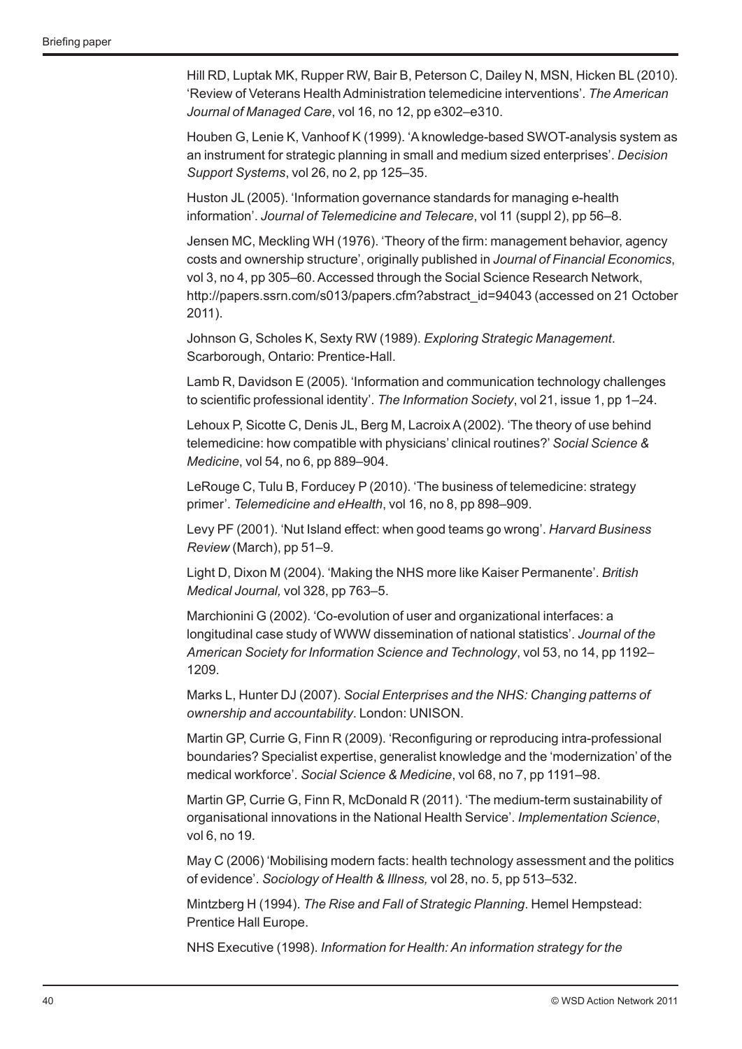Hill RD, Luptak MK, Rupper RW, Bair B, Peterson C, Dailey N, MSN, Hicken BL (2010). 'Review of Veterans Health Administration telemedicine interventions'. *The American Journal of Managed Care*, vol 16, no 12, pp e302–e310.

Houben G, Lenie K, Vanhoof K (1999). 'A knowledge-based SWOT-analysis system as an instrument for strategic planning in small and medium sized enterprises'. *Decision Support Systems*, vol 26, no 2, pp 125–35.

Huston JL (2005). 'Information governance standards for managing e-health information'. *Journal of Telemedicine and Telecare*, vol 11 (suppl 2), pp 56–8.

Jensen MC, Meckling WH (1976). 'Theory of the firm: management behavior, agency costs and ownership structure', originally published in *Journal of Financial Economics*, vol 3, no 4, pp 305–60. Accessed through the Social Science Research Network, http://papers.ssrn.com/s013/papers.cfm?abstract_id=94043 (accessed on 21 October 2011).

Johnson G, Scholes K, Sexty RW (1989). *Exploring Strategic Management*. Scarborough, Ontario: Prentice-Hall.

Lamb R, Davidson E (2005). 'Information and communication technology challenges to scientific professional identity'. *The Information Society*, vol 21, issue 1, pp 1–24.

Lehoux P, Sicotte C, Denis JL, Berg M, Lacroix A (2002). 'The theory of use behind telemedicine: how compatible with physicians' clinical routines?' *Social Science & Medicine*, vol 54, no 6, pp 889–904.

LeRouge C, Tulu B, Forducey P (2010). 'The business of telemedicine: strategy primer'. *Telemedicine and eHealth*, vol 16, no 8, pp 898–909.

Levy PF (2001). 'Nut Island effect: when good teams go wrong'. *Harvard Business Review* (March), pp 51–9.

Light D, Dixon M (2004). 'Making the NHS more like Kaiser Permanente'. *British Medical Journal,* vol 328, pp 763–5.

Marchionini G (2002). 'Co-evolution of user and organizational interfaces: a longitudinal case study of WWW dissemination of national statistics'. *Journal of the American Society for Information Science and Technology*, vol 53, no 14, pp 1192–1209.

Marks L, Hunter DJ (2007). *Social Enterprises and the NHS: Changing patterns of ownership and accountability*. London: UNISON.

Martin GP, Currie G, Finn R (2009). 'Reconfiguring or reproducing intra-professional boundaries? Specialist expertise, generalist knowledge and the 'modernization' of the medical workforce'. *Social Science & Medicine*, vol 68, no 7, pp 1191–98.

Martin GP, Currie G, Finn R, McDonald R (2011). 'The medium-term sustainability of organisational innovations in the National Health Service'. *Implementation Science*, vol 6, no 19.

May C (2006) 'Mobilising modern facts: health technology assessment and the politics of evidence'. *Sociology of Health & Illness,* vol 28, no. 5, pp 513–532.

Mintzberg H (1994). *The Rise and Fall of Strategic Planning*. Hemel Hempstead: Prentice Hall Europe.

NHS Executive (1998). *Information for Health: An information strategy for the*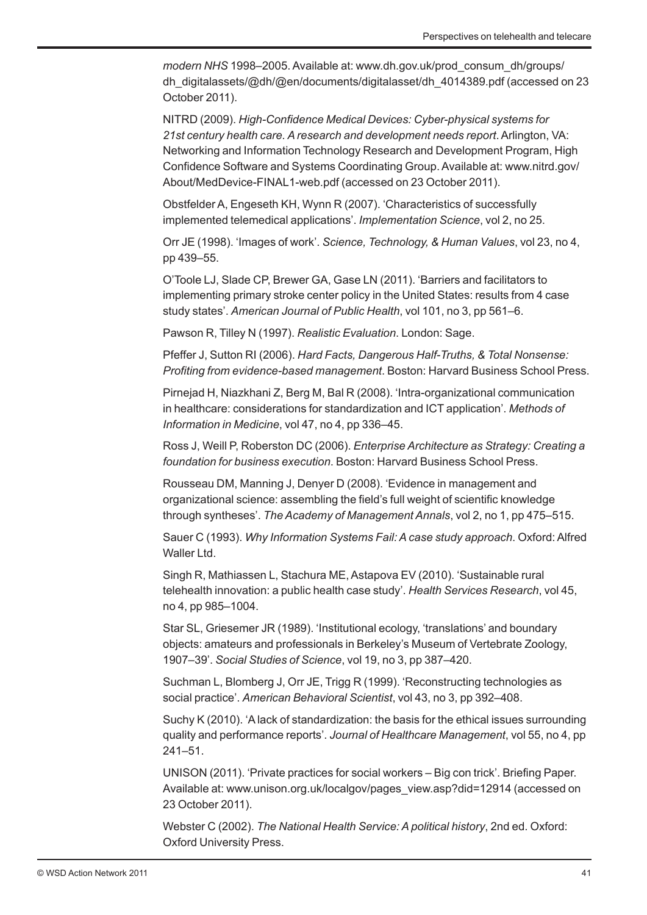*modern NHS* 1998–2005. Available at: www.dh.gov.uk/prod_consum_dh/groups/dh_digitalassets/@dh/@en/documents/digitalasset/dh_4014389.pdf (accessed on 23 October 2011).

NITRD (2009). *High-Confidence Medical Devices: Cyber-physical systems for 21st century health care. A research and development needs report*. Arlington, VA: Networking and Information Technology Research and Development Program, High Confidence Software and Systems Coordinating Group. Available at: www.nitrd.gov/About/MedDevice-FINAL1-web.pdf (accessed on 23 October 2011).

Obstfelder A, Engeseth KH, Wynn R (2007). 'Characteristics of successfully implemented telemedical applications'. *Implementation Science*, vol 2, no 25.

Orr JE (1998). 'Images of work'. *Science, Technology, & Human Values*, vol 23, no 4, pp 439–55.

O'Toole LJ, Slade CP, Brewer GA, Gase LN (2011). 'Barriers and facilitators to implementing primary stroke center policy in the United States: results from 4 case study states'. *American Journal of Public Health*, vol 101, no 3, pp 561–6.

Pawson R, Tilley N (1997). *Realistic Evaluation*. London: Sage.

Pfeffer J, Sutton RI (2006). *Hard Facts, Dangerous Half-Truths, & Total Nonsense: Profiting from evidence-based management*. Boston: Harvard Business School Press.

Pirnejad H, Niazkhani Z, Berg M, Bal R (2008). 'Intra-organizational communication in healthcare: considerations for standardization and ICT application'. *Methods of Information in Medicine*, vol 47, no 4, pp 336–45.

Ross J, Weill P, Roberston DC (2006). *Enterprise Architecture as Strategy: Creating a foundation for business execution*. Boston: Harvard Business School Press.

Rousseau DM, Manning J, Denyer D (2008). 'Evidence in management and organizational science: assembling the field's full weight of scientific knowledge through syntheses'. *The Academy of Management Annals*, vol 2, no 1, pp 475–515.

Sauer C (1993). *Why Information Systems Fail: A case study approach*. Oxford: Alfred Waller Ltd.

Singh R, Mathiassen L, Stachura ME, Astapova EV (2010). 'Sustainable rural telehealth innovation: a public health case study'. *Health Services Research*, vol 45, no 4, pp 985–1004.

Star SL, Griesemer JR (1989). 'Institutional ecology, 'translations' and boundary objects: amateurs and professionals in Berkeley's Museum of Vertebrate Zoology, 1907–39'. *Social Studies of Science*, vol 19, no 3, pp 387–420.

Suchman L, Blomberg J, Orr JE, Trigg R (1999). 'Reconstructing technologies as social practice'. *American Behavioral Scientist*, vol 43, no 3, pp 392–408.

Suchy K (2010). 'A lack of standardization: the basis for the ethical issues surrounding quality and performance reports'. *Journal of Healthcare Management*, vol 55, no 4, pp 241–51.

UNISON (2011). 'Private practices for social workers – Big con trick'. Briefing Paper. Available at: www.unison.org.uk/localgov/pages_view.asp?did=12914 (accessed on 23 October 2011).

Webster C (2002). *The National Health Service: A political history*, 2nd ed. Oxford: Oxford University Press.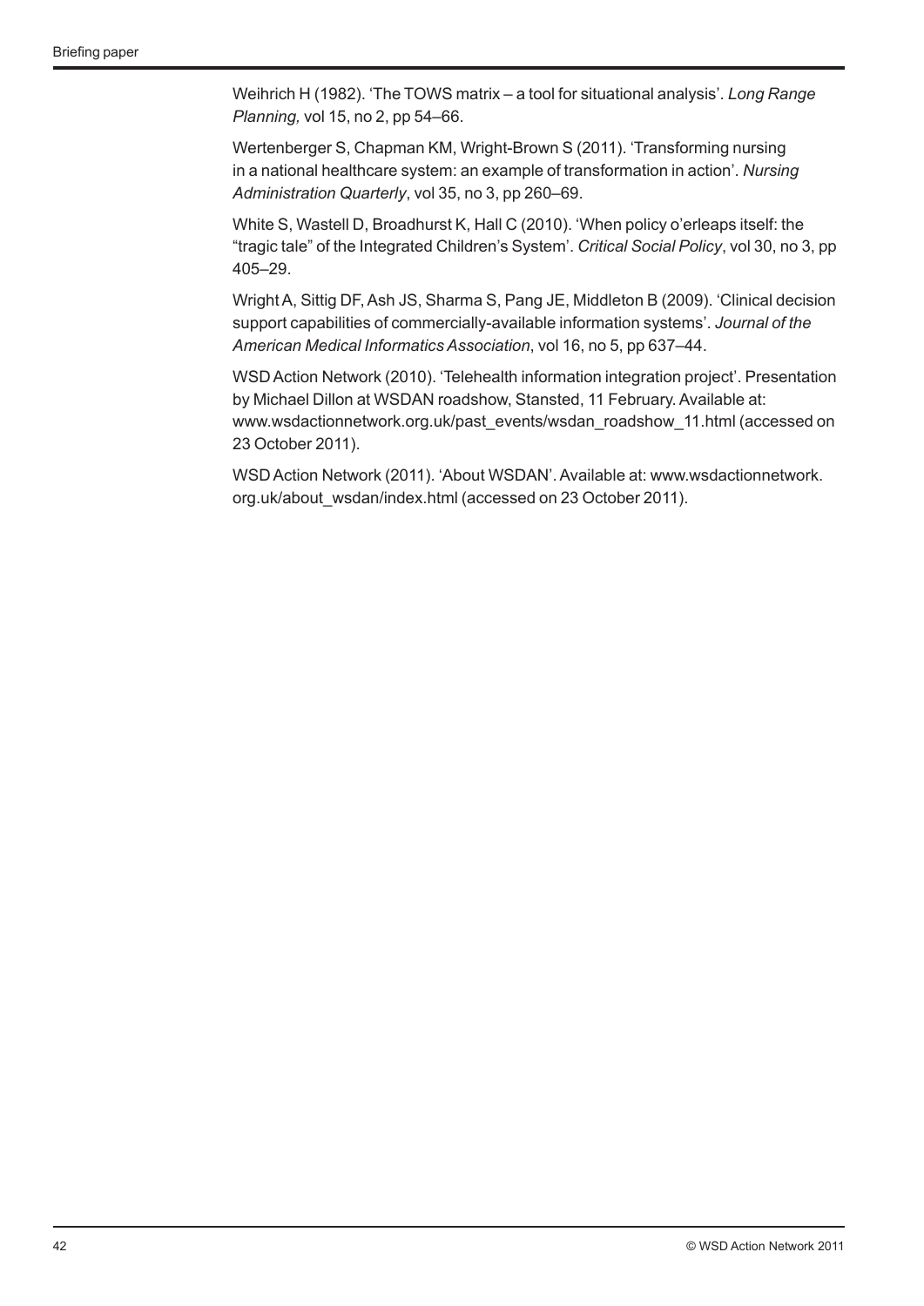Weihrich H (1982). 'The TOWS matrix – a tool for situational analysis'. *Long Range Planning,* vol 15, no 2, pp 54–66.

Wertenberger S, Chapman KM, Wright-Brown S (2011). 'Transforming nursing in a national healthcare system: an example of transformation in action'. *Nursing Administration Quarterly*, vol 35, no 3, pp 260–69.

White S, Wastell D, Broadhurst K, Hall C (2010). 'When policy o'erleaps itself: the "tragic tale" of the Integrated Children's System'. *Critical Social Policy*, vol 30, no 3, pp 405–29.

Wright A, Sittig DF, Ash JS, Sharma S, Pang JE, Middleton B (2009). 'Clinical decision support capabilities of commercially-available information systems'. *Journal of the American Medical Informatics Association*, vol 16, no 5, pp 637–44.

WSD Action Network (2010). 'Telehealth information integration project'. Presentation by Michael Dillon at WSDAN roadshow, Stansted, 11 February. Available at: www.wsdactionnetwork.org.uk/past_events/wsdan_roadshow_11.html (accessed on 23 October 2011).

WSD Action Network (2011). 'About WSDAN'. Available at: www.wsdactionnetwork.org.uk/about_wsdan/index.html (accessed on 23 October 2011).